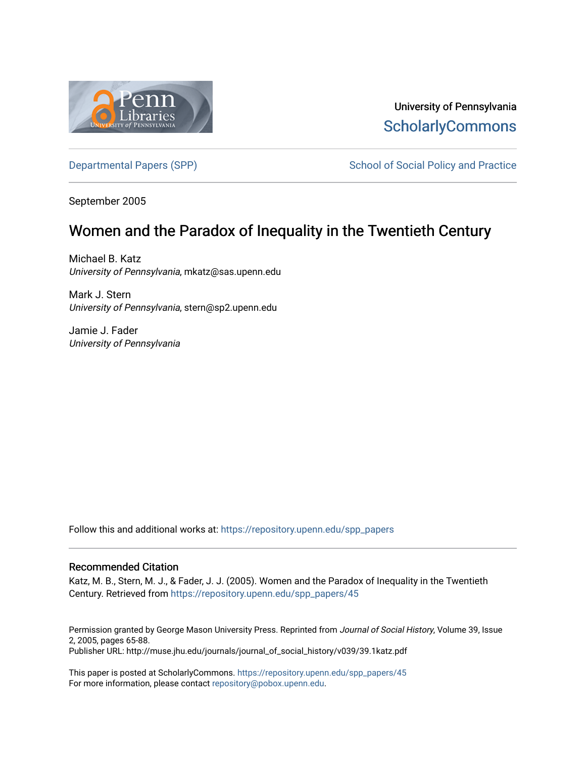University of Pennsylvania
ScholarlyCommons

Departmental Papers (SPP) | School of Social Policy and Practice

September 2005

# Women and the Paradox of Inequality in the Twentieth Century

Michael B. Katz
*University of Pennsylvania*, mkatz@sas.upenn.edu

Mark J. Stern
*University of Pennsylvania*, stern@sp2.upenn.edu

Jamie J. Fader
*University of Pennsylvania*

Follow this and additional works at: https://repository.upenn.edu/spp_papers

### Recommended Citation

Katz, M. B., Stern, M. J., & Fader, J. J. (2005). Women and the Paradox of Inequality in the Twentieth Century. Retrieved from https://repository.upenn.edu/spp_papers/45

Permission granted by George Mason University Press. Reprinted from *Journal of Social History*, Volume 39, Issue 2, 2005, pages 65-88.
Publisher URL: http://muse.jhu.edu/journals/journal_of_social_history/v039/39.1katz.pdf

This paper is posted at ScholarlyCommons. https://repository.upenn.edu/spp_papers/45
For more information, please contact repository@pobox.upenn.edu.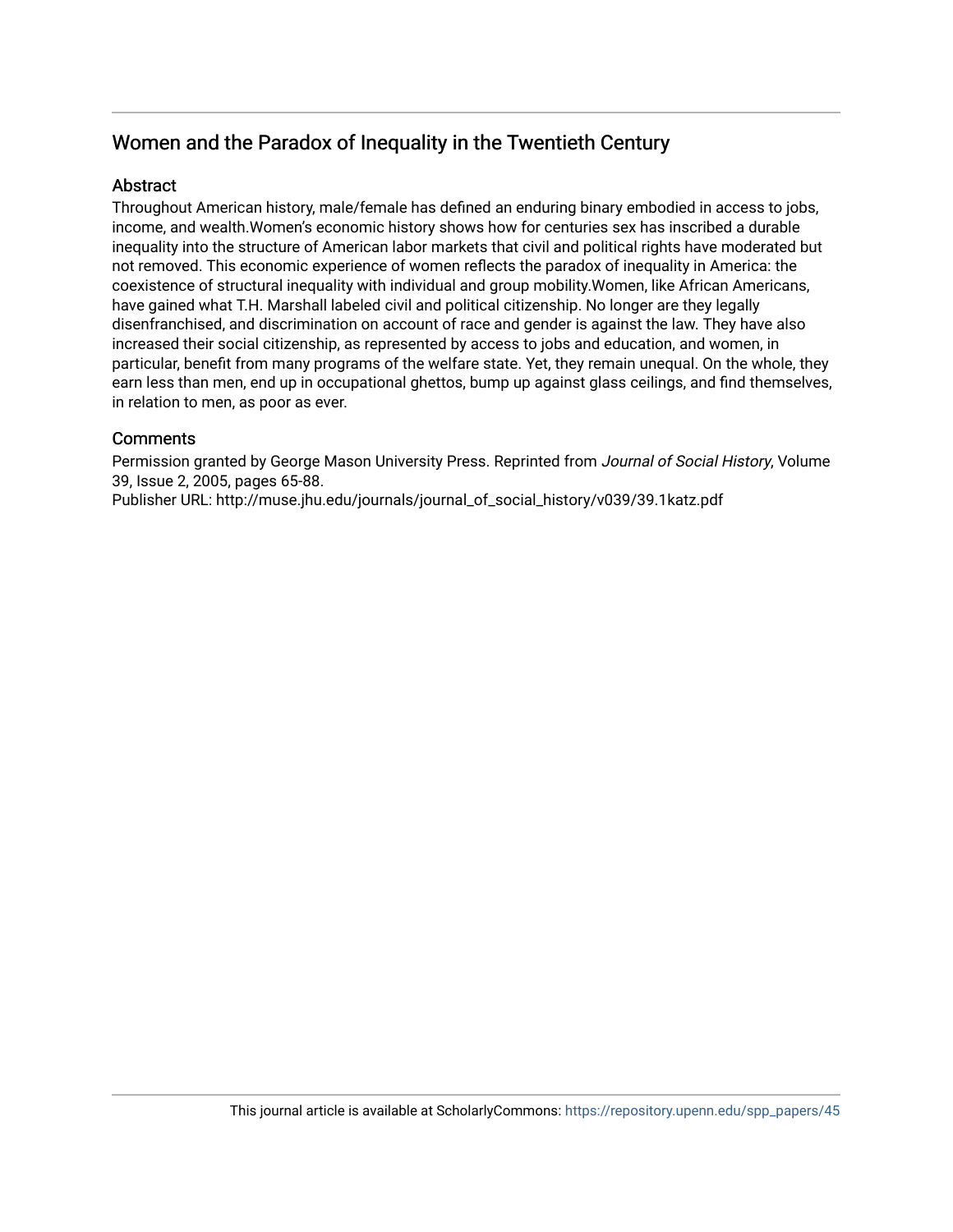## Women and the Paradox of Inequality in the Twentieth Century

### Abstract

Throughout American history, male/female has defined an enduring binary embodied in access to jobs, income, and wealth.Women's economic history shows how for centuries sex has inscribed a durable inequality into the structure of American labor markets that civil and political rights have moderated but not removed. This economic experience of women reflects the paradox of inequality in America: the coexistence of structural inequality with individual and group mobility.Women, like African Americans, have gained what T.H. Marshall labeled civil and political citizenship. No longer are they legally disenfranchised, and discrimination on account of race and gender is against the law. They have also increased their social citizenship, as represented by access to jobs and education, and women, in particular, benefit from many programs of the welfare state. Yet, they remain unequal. On the whole, they earn less than men, end up in occupational ghettos, bump up against glass ceilings, and find themselves, in relation to men, as poor as ever.

### Comments

Permission granted by George Mason University Press. Reprinted from *Journal of Social History*, Volume 39, Issue 2, 2005, pages 65-88.
Publisher URL: http://muse.jhu.edu/journals/journal_of_social_history/v039/39.1katz.pdf

This journal article is available at ScholarlyCommons: https://repository.upenn.edu/spp_papers/45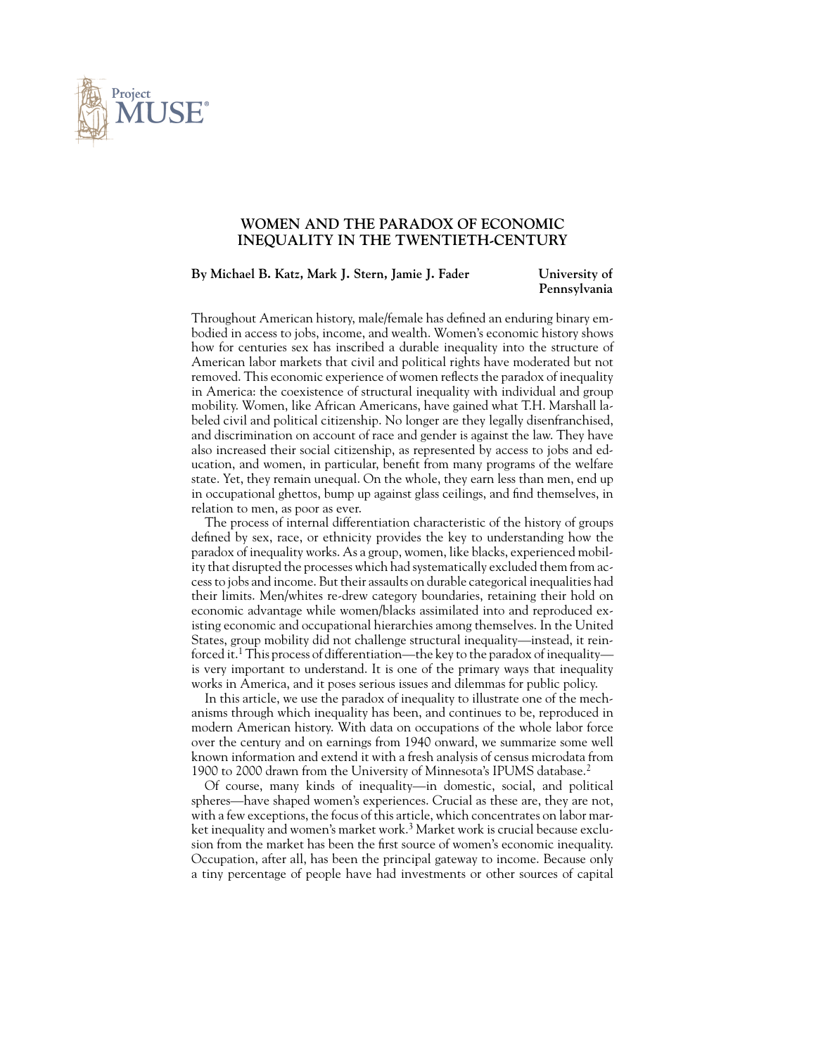# WOMEN AND THE PARADOX OF ECONOMIC INEQUALITY IN THE TWENTIETH-CENTURY

**By Michael B. Katz, Mark J. Stern, Jamie J. Fader** **University of Pennsylvania**

Throughout American history, male/female has defined an enduring binary embodied in access to jobs, income, and wealth. Women's economic history shows how for centuries sex has inscribed a durable inequality into the structure of American labor markets that civil and political rights have moderated but not removed. This economic experience of women reflects the paradox of inequality in America: the coexistence of structural inequality with individual and group mobility. Women, like African Americans, have gained what T.H. Marshall labeled civil and political citizenship. No longer are they legally disenfranchised, and discrimination on account of race and gender is against the law. They have also increased their social citizenship, as represented by access to jobs and education, and women, in particular, benefit from many programs of the welfare state. Yet, they remain unequal. On the whole, they earn less than men, end up in occupational ghettos, bump up against glass ceilings, and find themselves, in relation to men, as poor as ever.

The process of internal differentiation characteristic of the history of groups defined by sex, race, or ethnicity provides the key to understanding how the paradox of inequality works. As a group, women, like blacks, experienced mobility that disrupted the processes which had systematically excluded them from access to jobs and income. But their assaults on durable categorical inequalities had their limits. Men/whites re-drew category boundaries, retaining their hold on economic advantage while women/blacks assimilated into and reproduced existing economic and occupational hierarchies among themselves. In the United States, group mobility did not challenge structural inequality—instead, it reinforced it.[1] This process of differentiation—the key to the paradox of inequality—is very important to understand. It is one of the primary ways that inequality works in America, and it poses serious issues and dilemmas for public policy.

In this article, we use the paradox of inequality to illustrate one of the mechanisms through which inequality has been, and continues to be, reproduced in modern American history. With data on occupations of the whole labor force over the century and on earnings from 1940 onward, we summarize some well known information and extend it with a fresh analysis of census microdata from 1900 to 2000 drawn from the University of Minnesota's IPUMS database.[2]

Of course, many kinds of inequality—in domestic, social, and political spheres—have shaped women's experiences. Crucial as these are, they are not, with a few exceptions, the focus of this article, which concentrates on labor market inequality and women's market work.[3] Market work is crucial because exclusion from the market has been the first source of women's economic inequality. Occupation, after all, has been the principal gateway to income. Because only a tiny percentage of people have had investments or other sources of capital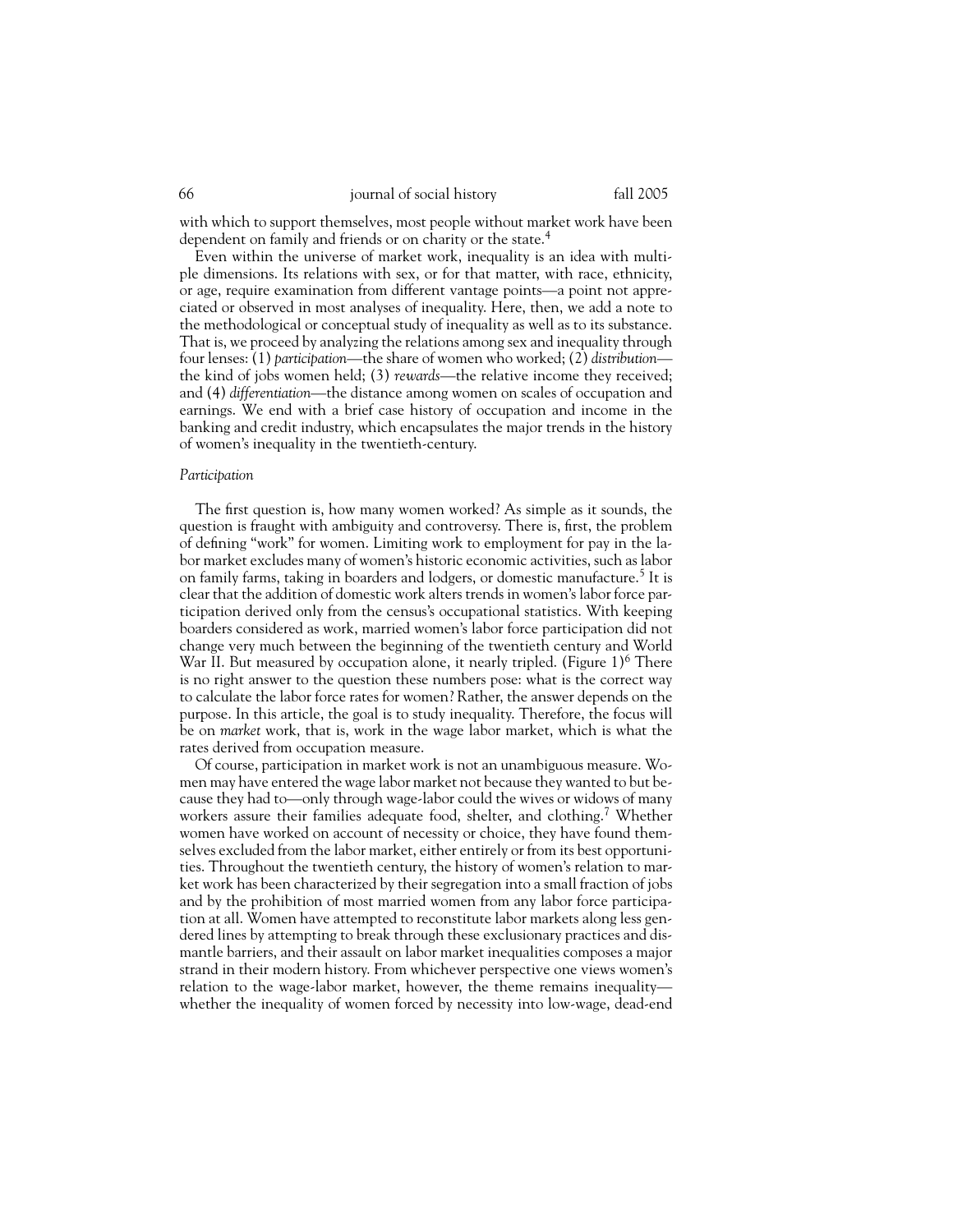with which to support themselves, most people without market work have been dependent on family and friends or on charity or the state.[4]

Even within the universe of market work, inequality is an idea with multiple dimensions. Its relations with sex, or for that matter, with race, ethnicity, or age, require examination from different vantage points—a point not appreciated or observed in most analyses of inequality. Here, then, we add a note to the methodological or conceptual study of inequality as well as to its substance. That is, we proceed by analyzing the relations among sex and inequality through four lenses: (1) *participation*—the share of women who worked; (2) *distribution*—the kind of jobs women held; (3) *rewards*—the relative income they received; and (4) *differentiation*—the distance among women on scales of occupation and earnings. We end with a brief case history of occupation and income in the banking and credit industry, which encapsulates the major trends in the history of women's inequality in the twentieth-century.

*Participation*

The first question is, how many women worked? As simple as it sounds, the question is fraught with ambiguity and controversy. There is, first, the problem of defining "work" for women. Limiting work to employment for pay in the labor market excludes many of women's historic economic activities, such as labor on family farms, taking in boarders and lodgers, or domestic manufacture.[5] It is clear that the addition of domestic work alters trends in women's labor force participation derived only from the census's occupational statistics. With keeping boarders considered as work, married women's labor force participation did not change very much between the beginning of the twentieth century and World War II. But measured by occupation alone, it nearly tripled. (Figure 1)[6] There is no right answer to the question these numbers pose: what is the correct way to calculate the labor force rates for women? Rather, the answer depends on the purpose. In this article, the goal is to study inequality. Therefore, the focus will be on *market* work, that is, work in the wage labor market, which is what the rates derived from occupation measure.

Of course, participation in market work is not an unambiguous measure. Women may have entered the wage labor market not because they wanted to but because they had to—only through wage-labor could the wives or widows of many workers assure their families adequate food, shelter, and clothing.[7] Whether women have worked on account of necessity or choice, they have found themselves excluded from the labor market, either entirely or from its best opportunities. Throughout the twentieth century, the history of women's relation to market work has been characterized by their segregation into a small fraction of jobs and by the prohibition of most married women from any labor force participation at all. Women have attempted to reconstitute labor markets along less gendered lines by attempting to break through these exclusionary practices and dismantle barriers, and their assault on labor market inequalities composes a major strand in their modern history. From whichever perspective one views women's relation to the wage-labor market, however, the theme remains inequality—whether the inequality of women forced by necessity into low-wage, dead-end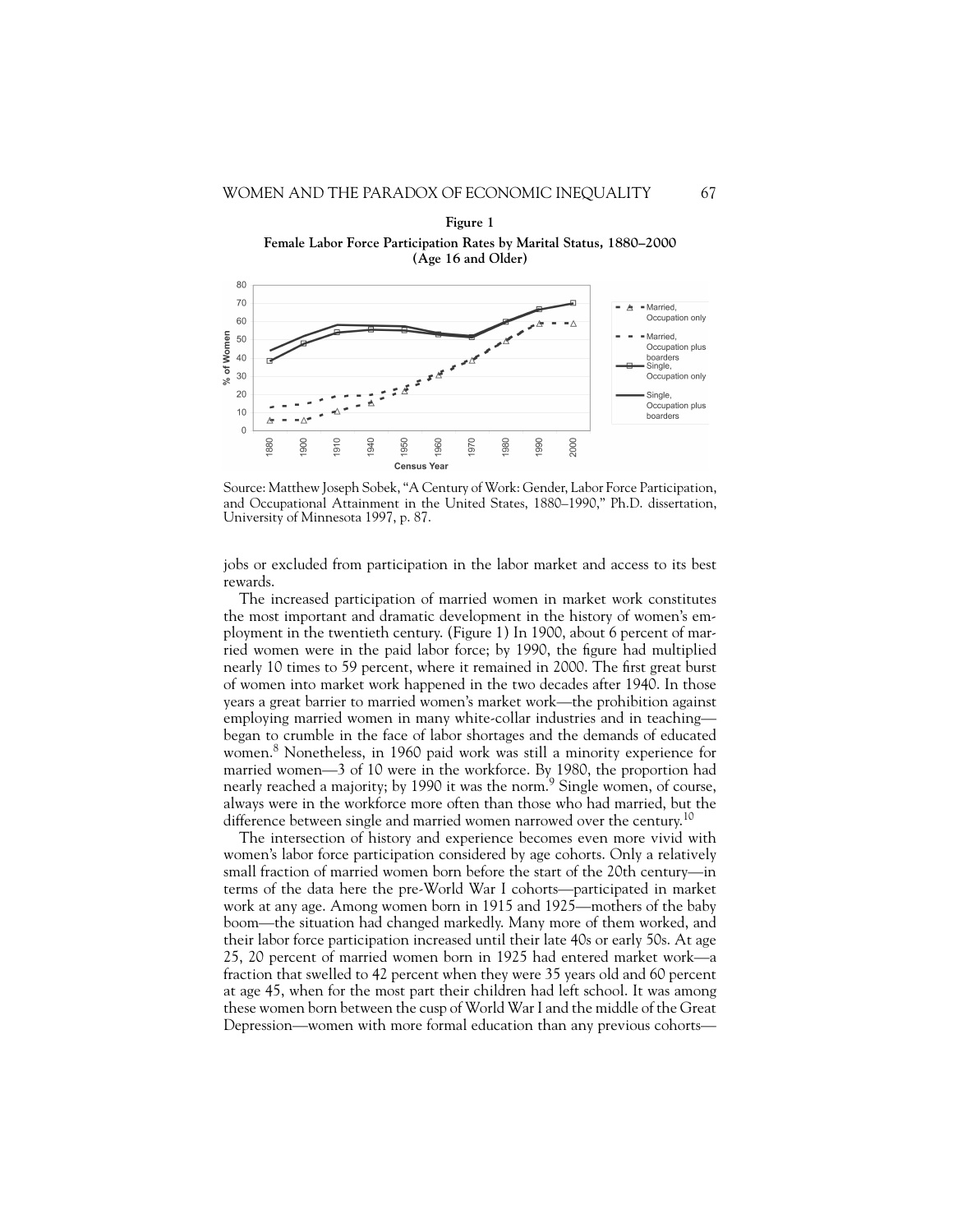**Figure 1**

**Female Labor Force Participation Rates by Marital Status, 1880–2000 (Age 16 and Older)**

Source: Matthew Joseph Sobek, "A Century of Work: Gender, Labor Force Participation, and Occupational Attainment in the United States, 1880–1990," Ph.D. dissertation, University of Minnesota 1997, p. 87.

jobs or excluded from participation in the labor market and access to its best rewards.

The increased participation of married women in market work constitutes the most important and dramatic development in the history of women's employment in the twentieth century. (Figure 1) In 1900, about 6 percent of married women were in the paid labor force; by 1990, the figure had multiplied nearly 10 times to 59 percent, where it remained in 2000. The first great burst of women into market work happened in the two decades after 1940. In those years a great barrier to married women's market work—the prohibition against employing married women in many white-collar industries and in teaching—began to crumble in the face of labor shortages and the demands of educated women.[8] Nonetheless, in 1960 paid work was still a minority experience for married women—3 of 10 were in the workforce. By 1980, the proportion had nearly reached a majority; by 1990 it was the norm.[9] Single women, of course, always were in the workforce more often than those who had married, but the difference between single and married women narrowed over the century.[10]

The intersection of history and experience becomes even more vivid with women's labor force participation considered by age cohorts. Only a relatively small fraction of married women born before the start of the 20th century—in terms of the data here the pre-World War I cohorts—participated in market work at any age. Among women born in 1915 and 1925—mothers of the baby boom—the situation had changed markedly. Many more of them worked, and their labor force participation increased until their late 40s or early 50s. At age 25, 20 percent of married women born in 1925 had entered market work—a fraction that swelled to 42 percent when they were 35 years old and 60 percent at age 45, when for the most part their children had left school. It was among these women born between the cusp of World War I and the middle of the Great Depression—women with more formal education than any previous cohorts—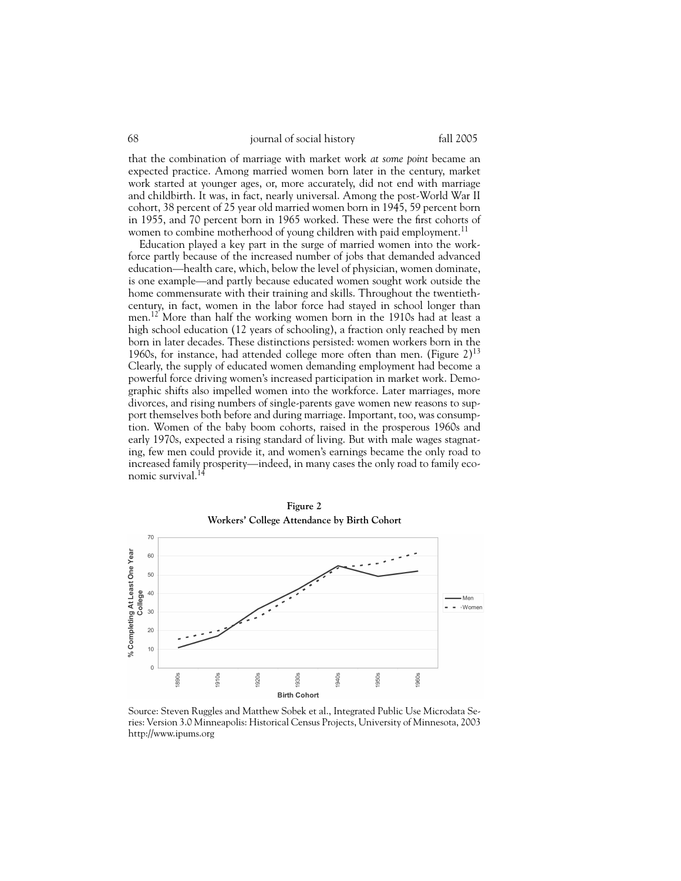that the combination of marriage with market work *at some point* became an expected practice. Among married women born later in the century, market work started at younger ages, or, more accurately, did not end with marriage and childbirth. It was, in fact, nearly universal. Among the post-World War II cohort, 38 percent of 25 year old married women born in 1945, 59 percent born in 1955, and 70 percent born in 1965 worked. These were the first cohorts of women to combine motherhood of young children with paid employment.[11]

Education played a key part in the surge of married women into the workforce partly because of the increased number of jobs that demanded advanced education—health care, which, below the level of physician, women dominate, is one example—and partly because educated women sought work outside the home commensurate with their training and skills. Throughout the twentieth-century, in fact, women in the labor force had stayed in school longer than men.[12] More than half the working women born in the 1910s had at least a high school education (12 years of schooling), a fraction only reached by men born in later decades. These distinctions persisted: women workers born in the 1960s, for instance, had attended college more often than men. (Figure 2)[13] Clearly, the supply of educated women demanding employment had become a powerful force driving women's increased participation in market work. Demographic shifts also impelled women into the workforce. Later marriages, more divorces, and rising numbers of single-parents gave women new reasons to support themselves both before and during marriage. Important, too, was consumption. Women of the baby boom cohorts, raised in the prosperous 1960s and early 1970s, expected a rising standard of living. But with male wages stagnating, few men could provide it, and women's earnings became the only road to increased family prosperity—indeed, in many cases the only road to family economic survival.[14]

**Figure 2**
**Workers' College Attendance by Birth Cohort**

Source: Steven Ruggles and Matthew Sobek et al., Integrated Public Use Microdata Series: Version 3.0 Minneapolis: Historical Census Projects, University of Minnesota, 2003 http://www.ipums.org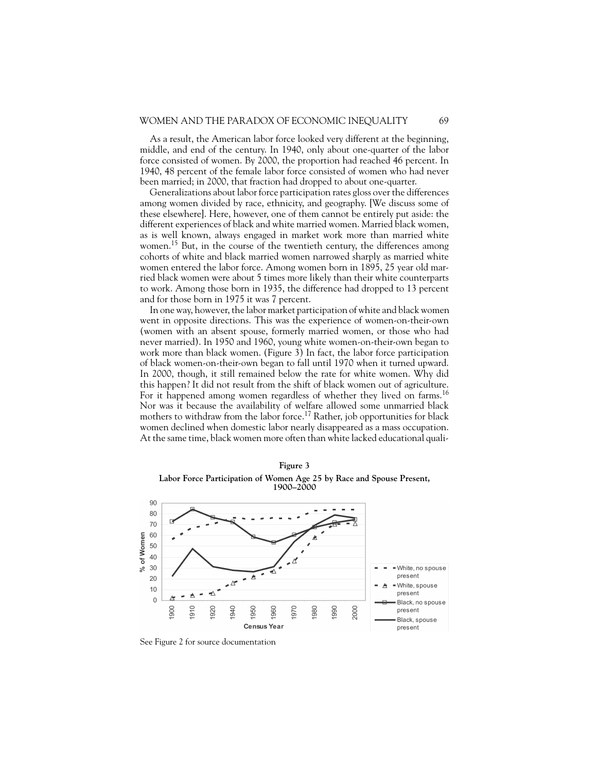As a result, the American labor force looked very different at the beginning, middle, and end of the century. In 1940, only about one-quarter of the labor force consisted of women. By 2000, the proportion had reached 46 percent. In 1940, 48 percent of the female labor force consisted of women who had never been married; in 2000, that fraction had dropped to about one-quarter.

Generalizations about labor force participation rates gloss over the differences among women divided by race, ethnicity, and geography. [We discuss some of these elsewhere]. Here, however, one of them cannot be entirely put aside: the different experiences of black and white married women. Married black women, as is well known, always engaged in market work more than married white women.[15] But, in the course of the twentieth century, the differences among cohorts of white and black married women narrowed sharply as married white women entered the labor force. Among women born in 1895, 25 year old married black women were about 5 times more likely than their white counterparts to work. Among those born in 1935, the difference had dropped to 13 percent and for those born in 1975 it was 7 percent.

In one way, however, the labor market participation of white and black women went in opposite directions. This was the experience of women-on-their-own (women with an absent spouse, formerly married women, or those who had never married). In 1950 and 1960, young white women-on-their-own began to work more than black women. (Figure 3) In fact, the labor force participation of black women-on-their-own began to fall until 1970 when it turned upward. In 2000, though, it still remained below the rate for white women. Why did this happen? It did not result from the shift of black women out of agriculture. For it happened among women regardless of whether they lived on farms.[16] Nor was it because the availability of welfare allowed some unmarried black mothers to withdraw from the labor force.[17] Rather, job opportunities for black women declined when domestic labor nearly disappeared as a mass occupation. At the same time, black women more often than white lacked educational quali-

**Figure 3**

**Labor Force Participation of Women Age 25 by Race and Spouse Present, 1900–2000**

See Figure 2 for source documentation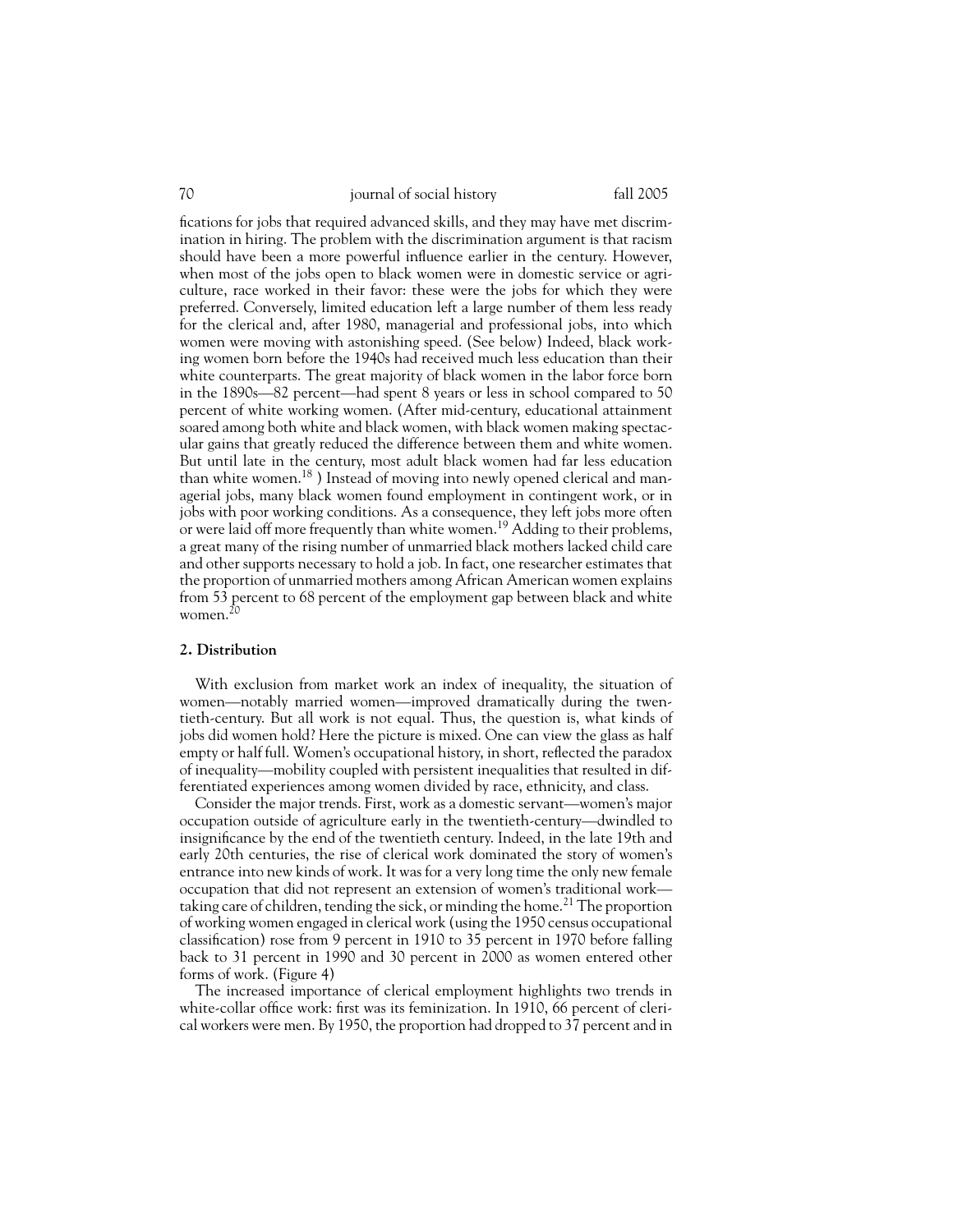fications for jobs that required advanced skills, and they may have met discrimination in hiring. The problem with the discrimination argument is that racism should have been a more powerful influence earlier in the century. However, when most of the jobs open to black women were in domestic service or agriculture, race worked in their favor: these were the jobs for which they were preferred. Conversely, limited education left a large number of them less ready for the clerical and, after 1980, managerial and professional jobs, into which women were moving with astonishing speed. (See below) Indeed, black working women born before the 1940s had received much less education than their white counterparts. The great majority of black women in the labor force born in the 1890s—82 percent—had spent 8 years or less in school compared to 50 percent of white working women. (After mid-century, educational attainment soared among both white and black women, with black women making spectacular gains that greatly reduced the difference between them and white women. But until late in the century, most adult black women had far less education than white women.[18] ) Instead of moving into newly opened clerical and managerial jobs, many black women found employment in contingent work, or in jobs with poor working conditions. As a consequence, they left jobs more often or were laid off more frequently than white women.[19] Adding to their problems, a great many of the rising number of unmarried black mothers lacked child care and other supports necessary to hold a job. In fact, one researcher estimates that the proportion of unmarried mothers among African American women explains from 53 percent to 68 percent of the employment gap between black and white women.[20]

### 2. Distribution

With exclusion from market work an index of inequality, the situation of women—notably married women—improved dramatically during the twentieth-century. But all work is not equal. Thus, the question is, what kinds of jobs did women hold? Here the picture is mixed. One can view the glass as half empty or half full. Women's occupational history, in short, reflected the paradox of inequality—mobility coupled with persistent inequalities that resulted in differentiated experiences among women divided by race, ethnicity, and class.

Consider the major trends. First, work as a domestic servant—women's major occupation outside of agriculture early in the twentieth-century—dwindled to insignificance by the end of the twentieth century. Indeed, in the late 19th and early 20th centuries, the rise of clerical work dominated the story of women's entrance into new kinds of work. It was for a very long time the only new female occupation that did not represent an extension of women's traditional work—taking care of children, tending the sick, or minding the home.[21] The proportion of working women engaged in clerical work (using the 1950 census occupational classification) rose from 9 percent in 1910 to 35 percent in 1970 before falling back to 31 percent in 1990 and 30 percent in 2000 as women entered other forms of work. (Figure 4)

The increased importance of clerical employment highlights two trends in white-collar office work: first was its feminization. In 1910, 66 percent of clerical workers were men. By 1950, the proportion had dropped to 37 percent and in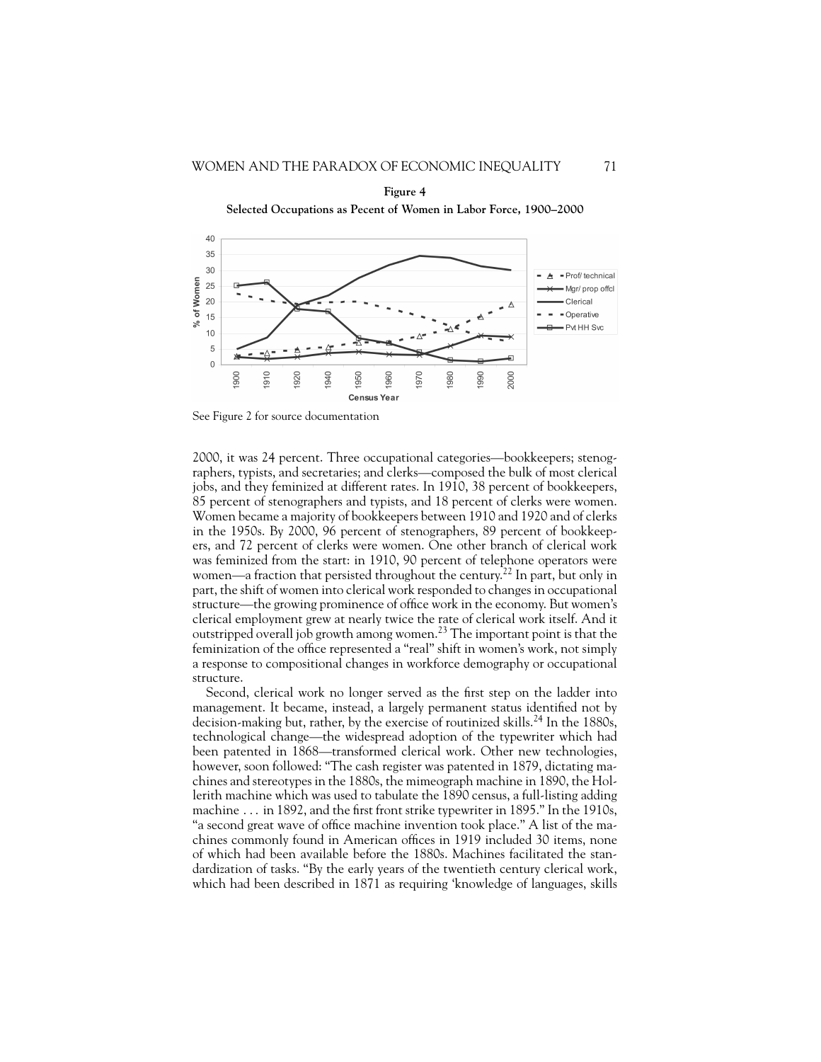**Figure 4**

**Selected Occupations as Pecent of Women in Labor Force, 1900–2000**

See Figure 2 for source documentation

2000, it was 24 percent. Three occupational categories—bookkeepers; stenographers, typists, and secretaries; and clerks—composed the bulk of most clerical jobs, and they feminized at different rates. In 1910, 38 percent of bookkeepers, 85 percent of stenographers and typists, and 18 percent of clerks were women. Women became a majority of bookkeepers between 1910 and 1920 and of clerks in the 1950s. By 2000, 96 percent of stenographers, 89 percent of bookkeepers, and 72 percent of clerks were women. One other branch of clerical work was feminized from the start: in 1910, 90 percent of telephone operators were women—a fraction that persisted throughout the century.[22] In part, but only in part, the shift of women into clerical work responded to changes in occupational structure—the growing prominence of office work in the economy. But women's clerical employment grew at nearly twice the rate of clerical work itself. And it outstripped overall job growth among women.[23] The important point is that the feminization of the office represented a "real" shift in women's work, not simply a response to compositional changes in workforce demography or occupational structure.

Second, clerical work no longer served as the first step on the ladder into management. It became, instead, a largely permanent status identified not by decision-making but, rather, by the exercise of routinized skills.[24] In the 1880s, technological change—the widespread adoption of the typewriter which had been patented in 1868—transformed clerical work. Other new technologies, however, soon followed: "The cash register was patented in 1879, dictating machines and stereotypes in the 1880s, the mimeograph machine in 1890, the Hollerith machine which was used to tabulate the 1890 census, a full-listing adding machine . . . in 1892, and the first front strike typewriter in 1895." In the 1910s, "a second great wave of office machine invention took place." A list of the machines commonly found in American offices in 1919 included 30 items, none of which had been available before the 1880s. Machines facilitated the standardization of tasks. "By the early years of the twentieth century clerical work, which had been described in 1871 as requiring 'knowledge of languages, skills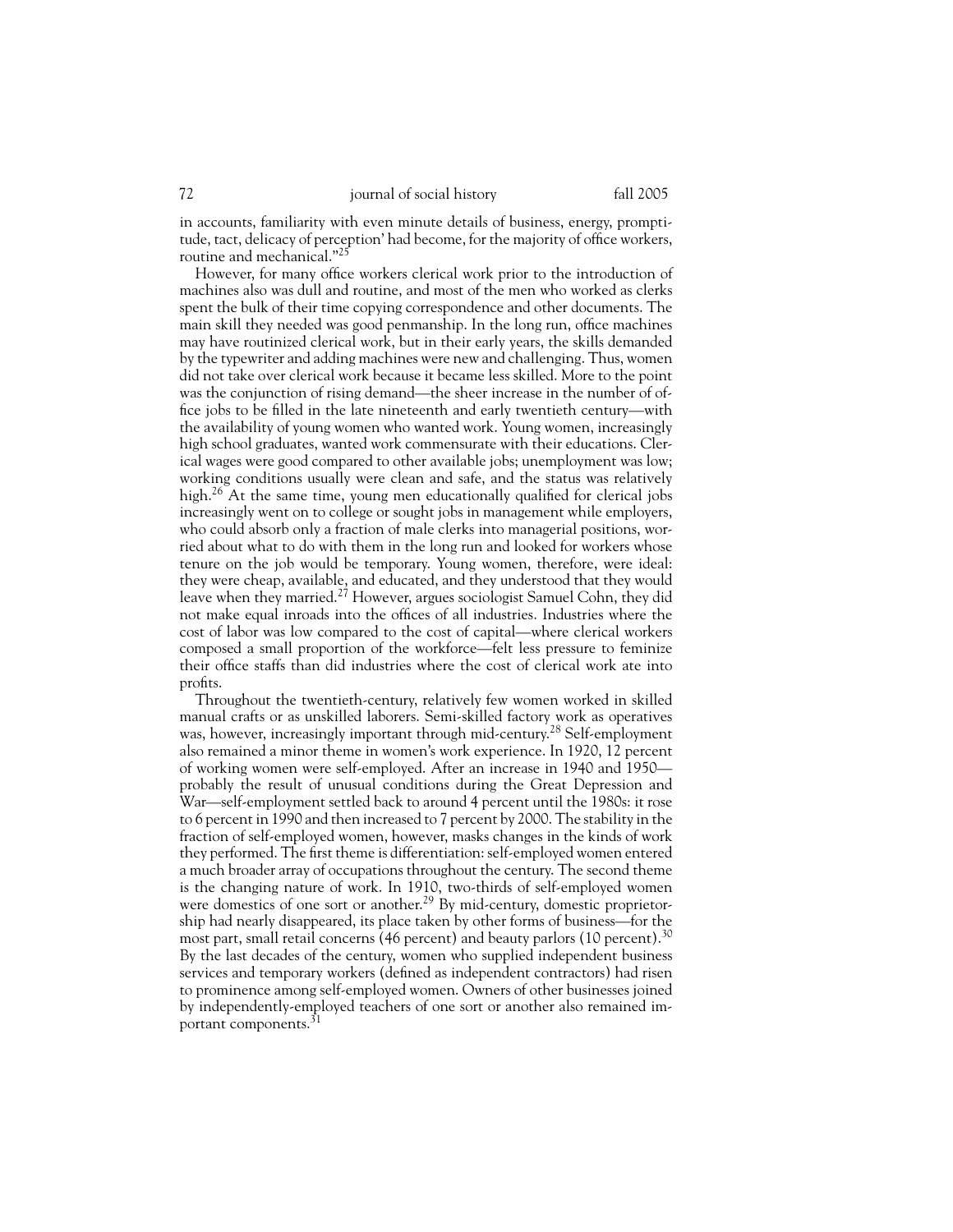in accounts, familiarity with even minute details of business, energy, promptitude, tact, delicacy of perception' had become, for the majority of office workers, routine and mechanical."[25]

However, for many office workers clerical work prior to the introduction of machines also was dull and routine, and most of the men who worked as clerks spent the bulk of their time copying correspondence and other documents. The main skill they needed was good penmanship. In the long run, office machines may have routinized clerical work, but in their early years, the skills demanded by the typewriter and adding machines were new and challenging. Thus, women did not take over clerical work because it became less skilled. More to the point was the conjunction of rising demand—the sheer increase in the number of office jobs to be filled in the late nineteenth and early twentieth century—with the availability of young women who wanted work. Young women, increasingly high school graduates, wanted work commensurate with their educations. Clerical wages were good compared to other available jobs; unemployment was low; working conditions usually were clean and safe, and the status was relatively high.[26] At the same time, young men educationally qualified for clerical jobs increasingly went on to college or sought jobs in management while employers, who could absorb only a fraction of male clerks into managerial positions, worried about what to do with them in the long run and looked for workers whose tenure on the job would be temporary. Young women, therefore, were ideal: they were cheap, available, and educated, and they understood that they would leave when they married.[27] However, argues sociologist Samuel Cohn, they did not make equal inroads into the offices of all industries. Industries where the cost of labor was low compared to the cost of capital—where clerical workers composed a small proportion of the workforce—felt less pressure to feminize their office staffs than did industries where the cost of clerical work ate into profits.

Throughout the twentieth-century, relatively few women worked in skilled manual crafts or as unskilled laborers. Semi-skilled factory work as operatives was, however, increasingly important through mid-century.[28] Self-employment also remained a minor theme in women's work experience. In 1920, 12 percent of working women were self-employed. After an increase in 1940 and 1950—probably the result of unusual conditions during the Great Depression and War—self-employment settled back to around 4 percent until the 1980s: it rose to 6 percent in 1990 and then increased to 7 percent by 2000. The stability in the fraction of self-employed women, however, masks changes in the kinds of work they performed. The first theme is differentiation: self-employed women entered a much broader array of occupations throughout the century. The second theme is the changing nature of work. In 1910, two-thirds of self-employed women were domestics of one sort or another.[29] By mid-century, domestic proprietorship had nearly disappeared, its place taken by other forms of business—for the most part, small retail concerns (46 percent) and beauty parlors (10 percent).[30] By the last decades of the century, women who supplied independent business services and temporary workers (defined as independent contractors) had risen to prominence among self-employed women. Owners of other businesses joined by independently-employed teachers of one sort or another also remained important components.[31]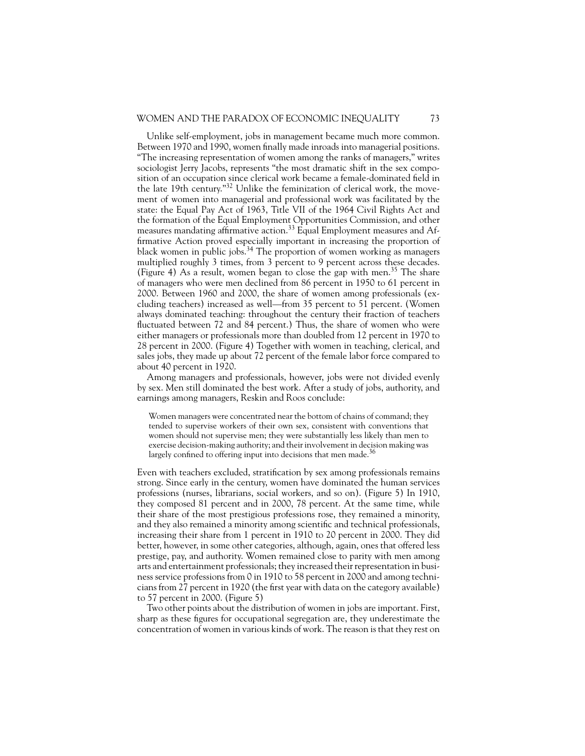Unlike self-employment, jobs in management became much more common. Between 1970 and 1990, women finally made inroads into managerial positions. "The increasing representation of women among the ranks of managers," writes sociologist Jerry Jacobs, represents "the most dramatic shift in the sex composition of an occupation since clerical work became a female-dominated field in the late 19th century."[32] Unlike the feminization of clerical work, the movement of women into managerial and professional work was facilitated by the state: the Equal Pay Act of 1963, Title VII of the 1964 Civil Rights Act and the formation of the Equal Employment Opportunities Commission, and other measures mandating affirmative action.[33] Equal Employment measures and Affirmative Action proved especially important in increasing the proportion of black women in public jobs.[34] The proportion of women working as managers multiplied roughly 3 times, from 3 percent to 9 percent across these decades. (Figure 4) As a result, women began to close the gap with men.[35] The share of managers who were men declined from 86 percent in 1950 to 61 percent in 2000. Between 1960 and 2000, the share of women among professionals (excluding teachers) increased as well—from 35 percent to 51 percent. (Women always dominated teaching: throughout the century their fraction of teachers fluctuated between 72 and 84 percent.) Thus, the share of women who were either managers or professionals more than doubled from 12 percent in 1970 to 28 percent in 2000. (Figure 4) Together with women in teaching, clerical, and sales jobs, they made up about 72 percent of the female labor force compared to about 40 percent in 1920.

Among managers and professionals, however, jobs were not divided evenly by sex. Men still dominated the best work. After a study of jobs, authority, and earnings among managers, Reskin and Roos conclude:

> Women managers were concentrated near the bottom of chains of command; they tended to supervise workers of their own sex, consistent with conventions that women should not supervise men; they were substantially less likely than men to exercise decision-making authority; and their involvement in decision making was largely confined to offering input into decisions that men made.[36]

Even with teachers excluded, stratification by sex among professionals remains strong. Since early in the century, women have dominated the human services professions (nurses, librarians, social workers, and so on). (Figure 5) In 1910, they composed 81 percent and in 2000, 78 percent. At the same time, while their share of the most prestigious professions rose, they remained a minority, and they also remained a minority among scientific and technical professionals, increasing their share from 1 percent in 1910 to 20 percent in 2000. They did better, however, in some other categories, although, again, ones that offered less prestige, pay, and authority. Women remained close to parity with men among arts and entertainment professionals; they increased their representation in business service professions from 0 in 1910 to 58 percent in 2000 and among technicians from 27 percent in 1920 (the first year with data on the category available) to 57 percent in 2000. (Figure 5)

Two other points about the distribution of women in jobs are important. First, sharp as these figures for occupational segregation are, they underestimate the concentration of women in various kinds of work. The reason is that they rest on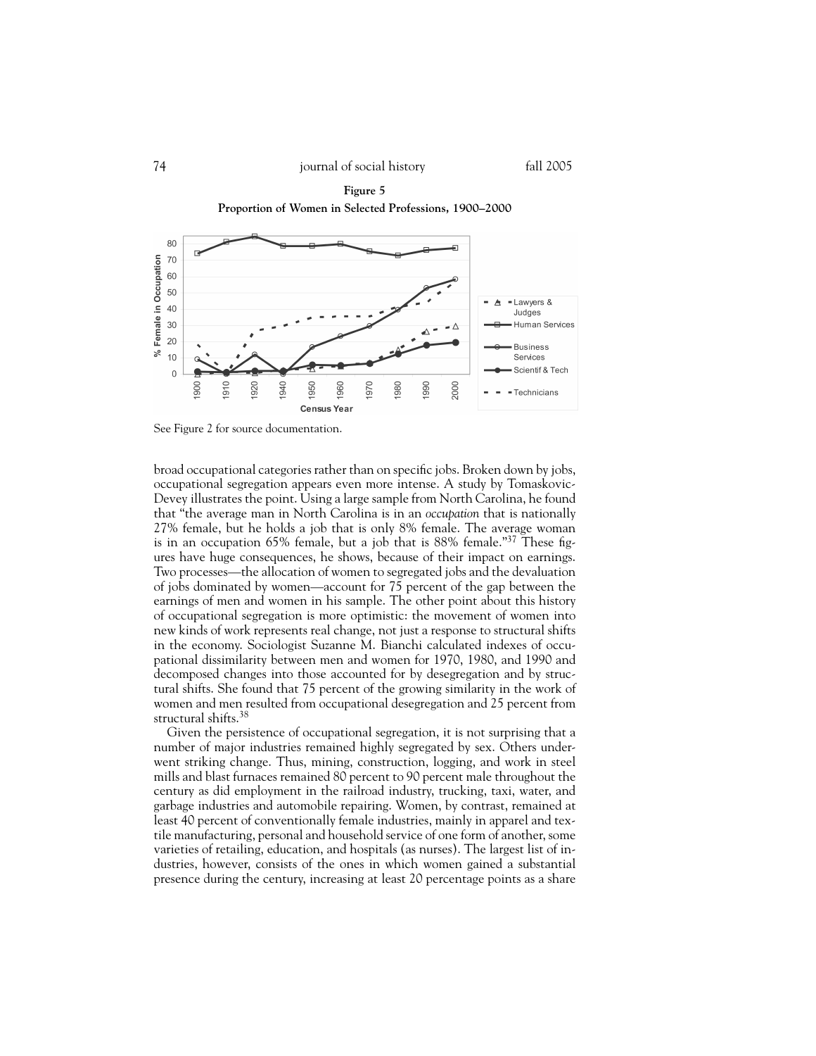**Figure 5**

**Proportion of Women in Selected Professions, 1900–2000**

See Figure 2 for source documentation.

broad occupational categories rather than on specific jobs. Broken down by jobs, occupational segregation appears even more intense. A study by Tomaskovic-Devey illustrates the point. Using a large sample from North Carolina, he found that "the average man in North Carolina is in an *occupation* that is nationally 27% female, but he holds a job that is only 8% female. The average woman is in an occupation 65% female, but a job that is 88% female."[37] These figures have huge consequences, he shows, because of their impact on earnings. Two processes—the allocation of women to segregated jobs and the devaluation of jobs dominated by women—account for 75 percent of the gap between the earnings of men and women in his sample. The other point about this history of occupational segregation is more optimistic: the movement of women into new kinds of work represents real change, not just a response to structural shifts in the economy. Sociologist Suzanne M. Bianchi calculated indexes of occupational dissimilarity between men and women for 1970, 1980, and 1990 and decomposed changes into those accounted for by desegregation and by structural shifts. She found that 75 percent of the growing similarity in the work of women and men resulted from occupational desegregation and 25 percent from structural shifts.[38]

Given the persistence of occupational segregation, it is not surprising that a number of major industries remained highly segregated by sex. Others underwent striking change. Thus, mining, construction, logging, and work in steel mills and blast furnaces remained 80 percent to 90 percent male throughout the century as did employment in the railroad industry, trucking, taxi, water, and garbage industries and automobile repairing. Women, by contrast, remained at least 40 percent of conventionally female industries, mainly in apparel and textile manufacturing, personal and household service of one form of another, some varieties of retailing, education, and hospitals (as nurses). The largest list of industries, however, consists of the ones in which women gained a substantial presence during the century, increasing at least 20 percentage points as a share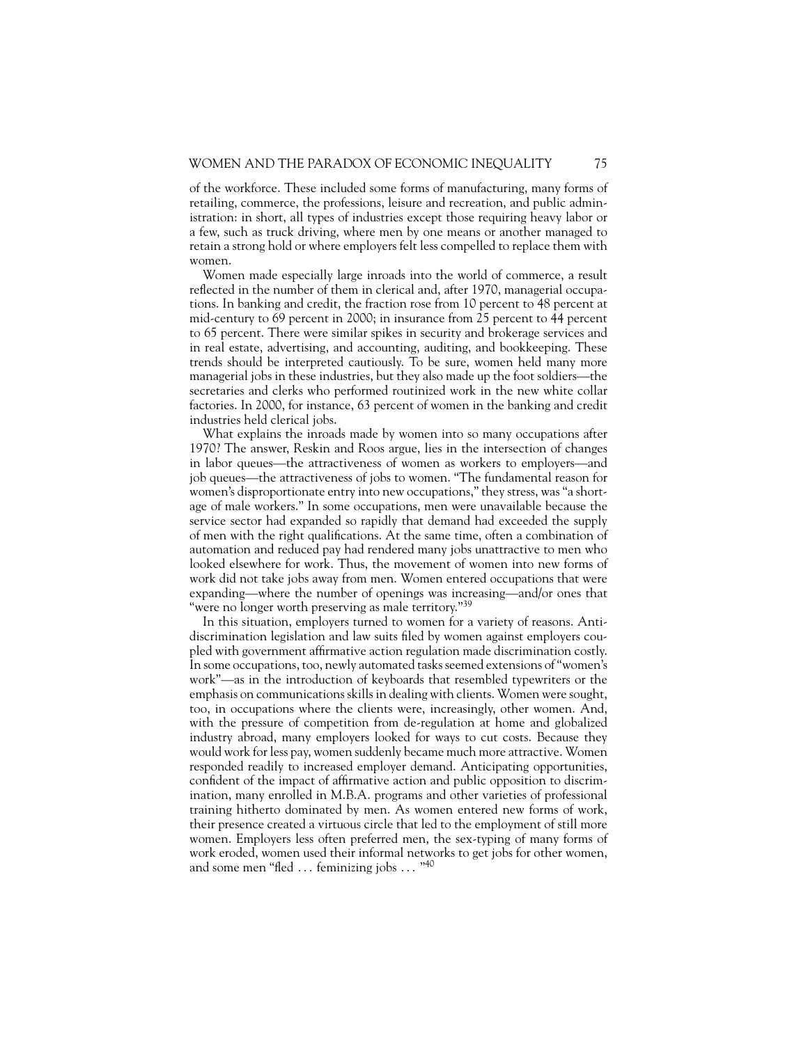of the workforce. These included some forms of manufacturing, many forms of retailing, commerce, the professions, leisure and recreation, and public administration: in short, all types of industries except those requiring heavy labor or a few, such as truck driving, where men by one means or another managed to retain a strong hold or where employers felt less compelled to replace them with women.

Women made especially large inroads into the world of commerce, a result reflected in the number of them in clerical and, after 1970, managerial occupations. In banking and credit, the fraction rose from 10 percent to 48 percent at mid-century to 69 percent in 2000; in insurance from 25 percent to 44 percent to 65 percent. There were similar spikes in security and brokerage services and in real estate, advertising, and accounting, auditing, and bookkeeping. These trends should be interpreted cautiously. To be sure, women held many more managerial jobs in these industries, but they also made up the foot soldiers—the secretaries and clerks who performed routinized work in the new white collar factories. In 2000, for instance, 63 percent of women in the banking and credit industries held clerical jobs.

What explains the inroads made by women into so many occupations after 1970? The answer, Reskin and Roos argue, lies in the intersection of changes in labor queues—the attractiveness of women as workers to employers—and job queues—the attractiveness of jobs to women. "The fundamental reason for women's disproportionate entry into new occupations," they stress, was "a shortage of male workers." In some occupations, men were unavailable because the service sector had expanded so rapidly that demand had exceeded the supply of men with the right qualifications. At the same time, often a combination of automation and reduced pay had rendered many jobs unattractive to men who looked elsewhere for work. Thus, the movement of women into new forms of work did not take jobs away from men. Women entered occupations that were expanding—where the number of openings was increasing—and/or ones that "were no longer worth preserving as male territory."[39]

In this situation, employers turned to women for a variety of reasons. Antidiscrimination legislation and law suits filed by women against employers coupled with government affirmative action regulation made discrimination costly. In some occupations, too, newly automated tasks seemed extensions of "women's work"—as in the introduction of keyboards that resembled typewriters or the emphasis on communications skills in dealing with clients. Women were sought, too, in occupations where the clients were, increasingly, other women. And, with the pressure of competition from de-regulation at home and globalized industry abroad, many employers looked for ways to cut costs. Because they would work for less pay, women suddenly became much more attractive. Women responded readily to increased employer demand. Anticipating opportunities, confident of the impact of affirmative action and public opposition to discrimination, many enrolled in M.B.A. programs and other varieties of professional training hitherto dominated by men. As women entered new forms of work, their presence created a virtuous circle that led to the employment of still more women. Employers less often preferred men, the sex-typing of many forms of work eroded, women used their informal networks to get jobs for other women, and some men "fled . . . feminizing jobs . . . "[40]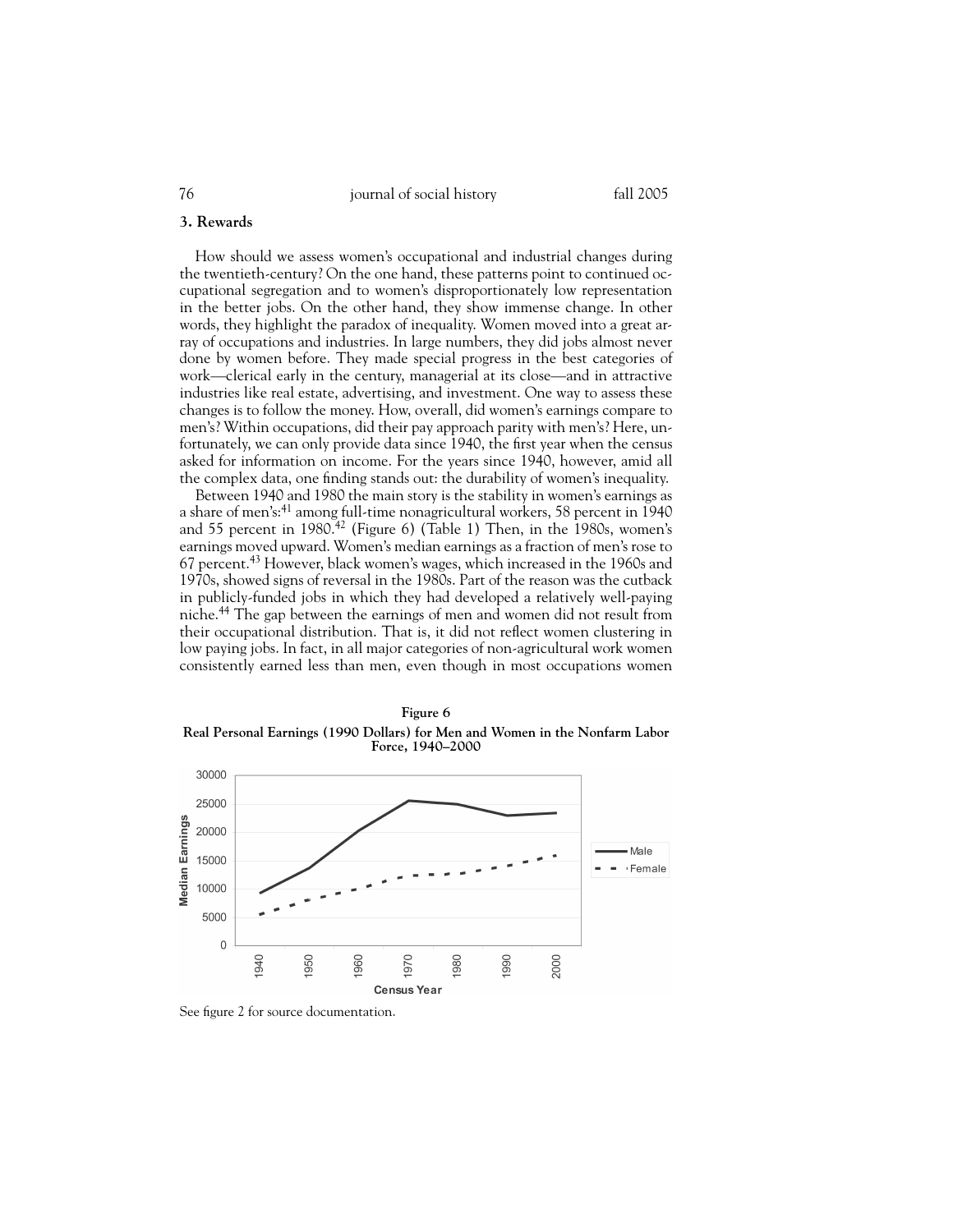## 3. Rewards

How should we assess women's occupational and industrial changes during the twentieth-century? On the one hand, these patterns point to continued occupational segregation and to women's disproportionately low representation in the better jobs. On the other hand, they show immense change. In other words, they highlight the paradox of inequality. Women moved into a great array of occupations and industries. In large numbers, they did jobs almost never done by women before. They made special progress in the best categories of work—clerical early in the century, managerial at its close—and in attractive industries like real estate, advertising, and investment. One way to assess these changes is to follow the money. How, overall, did women's earnings compare to men's? Within occupations, did their pay approach parity with men's? Here, unfortunately, we can only provide data since 1940, the first year when the census asked for information on income. For the years since 1940, however, amid all the complex data, one finding stands out: the durability of women's inequality.

Between 1940 and 1980 the main story is the stability in women's earnings as a share of men's:[41] among full-time nonagricultural workers, 58 percent in 1940 and 55 percent in 1980.[42] (Figure 6) (Table 1) Then, in the 1980s, women's earnings moved upward. Women's median earnings as a fraction of men's rose to 67 percent.[43] However, black women's wages, which increased in the 1960s and 1970s, showed signs of reversal in the 1980s. Part of the reason was the cutback in publicly-funded jobs in which they had developed a relatively well-paying niche.[44] The gap between the earnings of men and women did not result from their occupational distribution. That is, it did not reflect women clustering in low paying jobs. In fact, in all major categories of non-agricultural work women consistently earned less than men, even though in most occupations women

**Figure 6**

**Real Personal Earnings (1990 Dollars) for Men and Women in the Nonfarm Labor Force, 1940–2000**

See figure 2 for source documentation.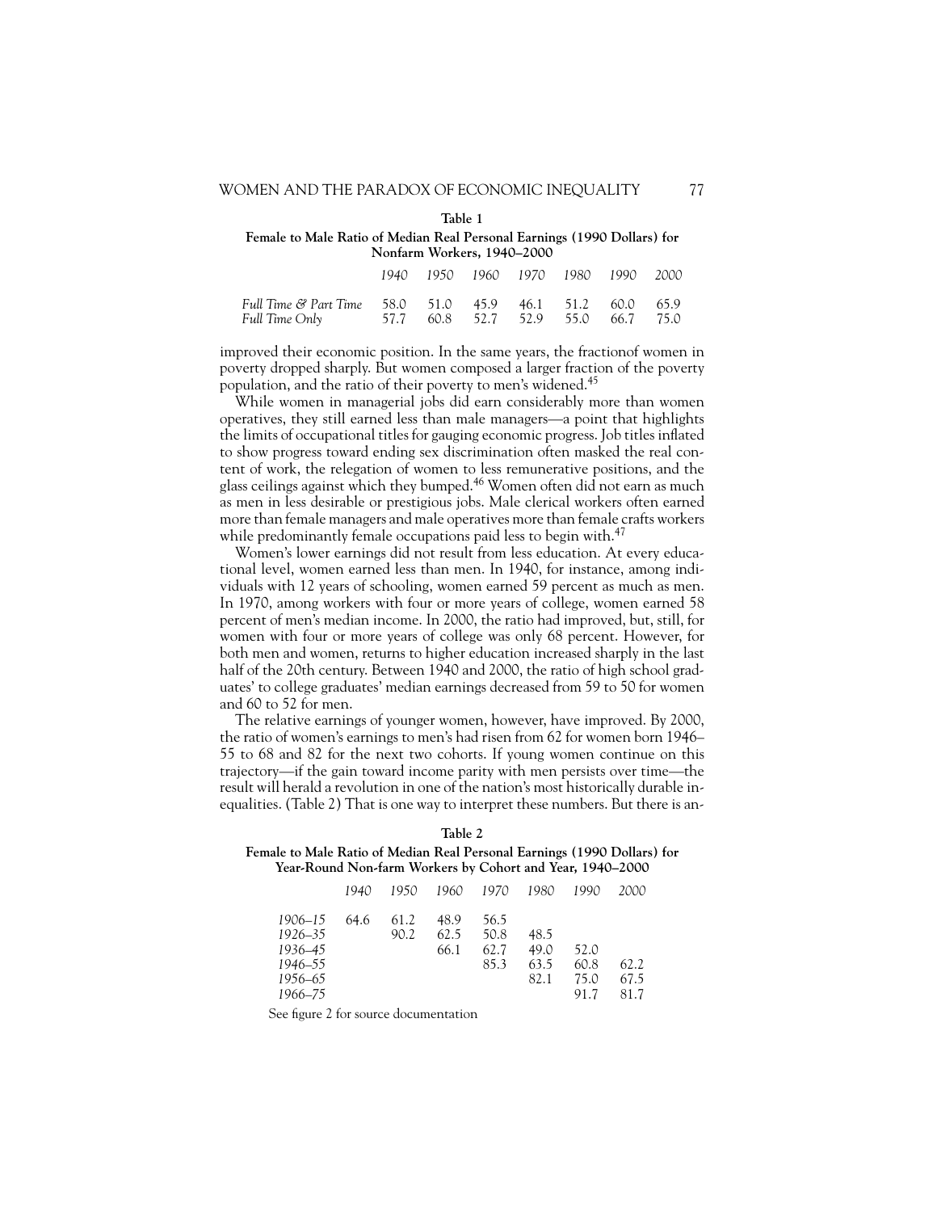**Table 1**

**Female to Male Ratio of Median Real Personal Earnings (1990 Dollars) for Nonfarm Workers, 1940–2000**

| | *1940* | *1950* | *1960* | *1970* | *1980* | *1990* | *2000* |
|---|---|---|---|---|---|---|---|
| *Full Time & Part Time* | 58.0 | 51.0 | 45.9 | 46.1 | 51.2 | 60.0 | 65.9 |
| *Full Time Only* | 57.7 | 60.8 | 52.7 | 52.9 | 55.0 | 66.7 | 75.0 |

improved their economic position. In the same years, the fractionof women in poverty dropped sharply. But women composed a larger fraction of the poverty population, and the ratio of their poverty to men's widened.[45]

While women in managerial jobs did earn considerably more than women operatives, they still earned less than male managers—a point that highlights the limits of occupational titles for gauging economic progress. Job titles inflated to show progress toward ending sex discrimination often masked the real content of work, the relegation of women to less remunerative positions, and the glass ceilings against which they bumped.[46] Women often did not earn as much as men in less desirable or prestigious jobs. Male clerical workers often earned more than female managers and male operatives more than female crafts workers while predominantly female occupations paid less to begin with.[47]

Women's lower earnings did not result from less education. At every educational level, women earned less than men. In 1940, for instance, among individuals with 12 years of schooling, women earned 59 percent as much as men. In 1970, among workers with four or more years of college, women earned 58 percent of men's median income. In 2000, the ratio had improved, but, still, for women with four or more years of college was only 68 percent. However, for both men and women, returns to higher education increased sharply in the last half of the 20th century. Between 1940 and 2000, the ratio of high school graduates' to college graduates' median earnings decreased from 59 to 50 for women and 60 to 52 for men.

The relative earnings of younger women, however, have improved. By 2000, the ratio of women's earnings to men's had risen from 62 for women born 1946–55 to 68 and 82 for the next two cohorts. If young women continue on this trajectory—if the gain toward income parity with men persists over time—the result will herald a revolution in one of the nation's most historically durable inequalities. (Table 2) That is one way to interpret these numbers. But there is an-

**Table 2**

**Female to Male Ratio of Median Real Personal Earnings (1990 Dollars) for Year-Round Non-farm Workers by Cohort and Year, 1940–2000**

| | *1940* | *1950* | *1960* | *1970* | *1980* | *1990* | *2000* |
|---|---|---|---|---|---|---|---|
| *1906–15* | 64.6 | 61.2 | 48.9 | 56.5 | | | |
| *1926–35* | | 90.2 | 62.5 | 50.8 | 48.5 | | |
| *1936–45* | | | 66.1 | 62.7 | 49.0 | 52.0 | |
| *1946–55* | | | | 85.3 | 63.5 | 60.8 | 62.2 |
| *1956–65* | | | | | 82.1 | 75.0 | 67.5 |
| *1966–75* | | | | | | 91.7 | 81.7 |

See figure 2 for source documentation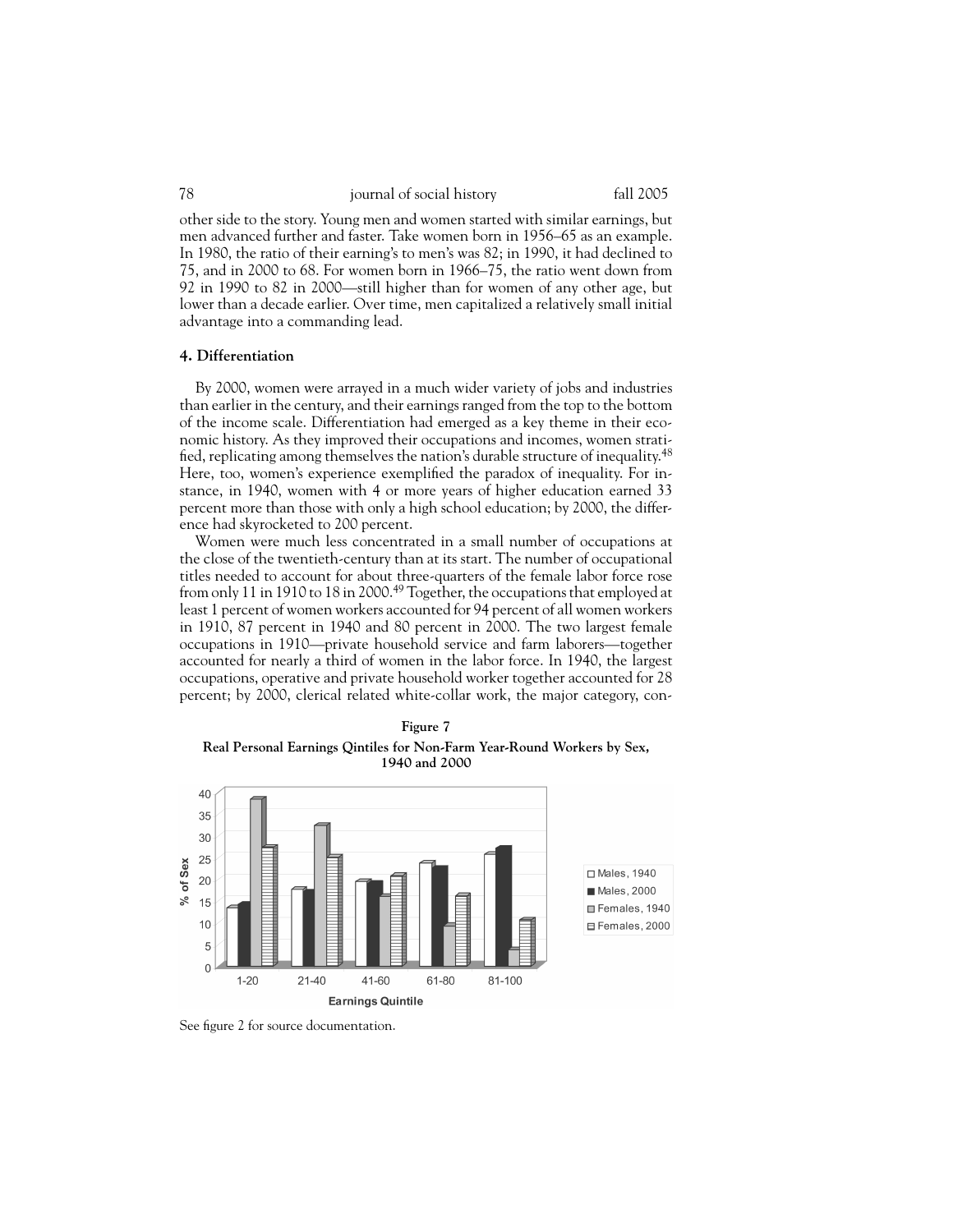other side to the story. Young men and women started with similar earnings, but men advanced further and faster. Take women born in 1956–65 as an example. In 1980, the ratio of their earning's to men's was 82; in 1990, it had declined to 75, and in 2000 to 68. For women born in 1966–75, the ratio went down from 92 in 1990 to 82 in 2000—still higher than for women of any other age, but lower than a decade earlier. Over time, men capitalized a relatively small initial advantage into a commanding lead.

### 4. Differentiation

By 2000, women were arrayed in a much wider variety of jobs and industries than earlier in the century, and their earnings ranged from the top to the bottom of the income scale. Differentiation had emerged as a key theme in their economic history. As they improved their occupations and incomes, women stratified, replicating among themselves the nation's durable structure of inequality.[48] Here, too, women's experience exemplified the paradox of inequality. For instance, in 1940, women with 4 or more years of higher education earned 33 percent more than those with only a high school education; by 2000, the difference had skyrocketed to 200 percent.

Women were much less concentrated in a small number of occupations at the close of the twentieth-century than at its start. The number of occupational titles needed to account for about three-quarters of the female labor force rose from only 11 in 1910 to 18 in 2000.[49] Together, the occupations that employed at least 1 percent of women workers accounted for 94 percent of all women workers in 1910, 87 percent in 1940 and 80 percent in 2000. The two largest female occupations in 1910—private household service and farm laborers—together accounted for nearly a third of women in the labor force. In 1940, the largest occupations, operative and private household worker together accounted for 28 percent; by 2000, clerical related white-collar work, the major category, con-

**Figure 7**

**Real Personal Earnings Qintiles for Non-Farm Year-Round Workers by Sex, 1940 and 2000**

| Earnings Quintile | Males, 1940 | Males, 2000 | Females, 1940 | Females, 2000 |
|---|---|---|---|---|
| 1-20 | 13 | 14 | 38 | 27 |
| 21-40 | 17.5 | 17 | 32 | 25 |
| 41-60 | 19 | 19 | 16 | 20.5 |
| 61-80 | 23.5 | 22.5 | 9 | 16 |
| 81-100 | 25.5 | 27 | 4 | 10 |

See figure 2 for source documentation.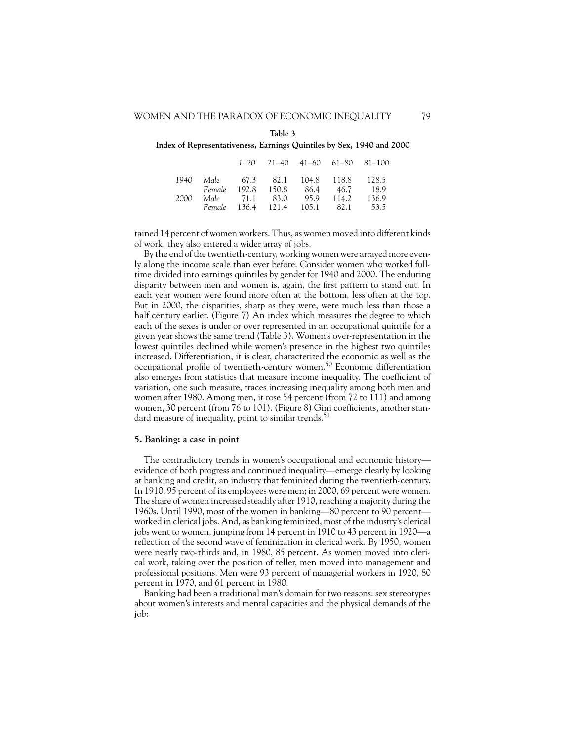**Table 3**

**Index of Representativeness, Earnings Quintiles by Sex, 1940 and 2000**

| | | *1–20* | *21–40* | *41–60* | *61–80* | *81–100* |
|---|---|---|---|---|---|---|
| *1940* | *Male* | 67.3 | 82.1 | 104.8 | 118.8 | 128.5 |
| | *Female* | 192.8 | 150.8 | 86.4 | 46.7 | 18.9 |
| *2000* | *Male* | 71.1 | 83.0 | 95.9 | 114.2 | 136.9 |
| | *Female* | 136.4 | 121.4 | 105.1 | 82.1 | 53.5 |

tained 14 percent of women workers. Thus, as women moved into different kinds of work, they also entered a wider array of jobs.

By the end of the twentieth-century, working women were arrayed more evenly along the income scale than ever before. Consider women who worked full-time divided into earnings quintiles by gender for 1940 and 2000. The enduring disparity between men and women is, again, the first pattern to stand out. In each year women were found more often at the bottom, less often at the top. But in 2000, the disparities, sharp as they were, were much less than those a half century earlier. (Figure 7) An index which measures the degree to which each of the sexes is under or over represented in an occupational quintile for a given year shows the same trend (Table 3). Women's over-representation in the lowest quintiles declined while women's presence in the highest two quintiles increased. Differentiation, it is clear, characterized the economic as well as the occupational profile of twentieth-century women.[50] Economic differentiation also emerges from statistics that measure income inequality. The coefficient of variation, one such measure, traces increasing inequality among both men and women after 1980. Among men, it rose 54 percent (from 72 to 111) and among women, 30 percent (from 76 to 101). (Figure 8) Gini coefficients, another standard measure of inequality, point to similar trends.[51]

### 5. Banking: a case in point

The contradictory trends in women's occupational and economic history—evidence of both progress and continued inequality—emerge clearly by looking at banking and credit, an industry that feminized during the twentieth-century. In 1910, 95 percent of its employees were men; in 2000, 69 percent were women. The share of women increased steadily after 1910, reaching a majority during the 1960s. Until 1990, most of the women in banking—80 percent to 90 percent—worked in clerical jobs. And, as banking feminized, most of the industry's clerical jobs went to women, jumping from 14 percent in 1910 to 43 percent in 1920—a reflection of the second wave of feminization in clerical work. By 1950, women were nearly two-thirds and, in 1980, 85 percent. As women moved into clerical work, taking over the position of teller, men moved into management and professional positions. Men were 93 percent of managerial workers in 1920, 80 percent in 1970, and 61 percent in 1980.

Banking had been a traditional man's domain for two reasons: sex stereotypes about women's interests and mental capacities and the physical demands of the job: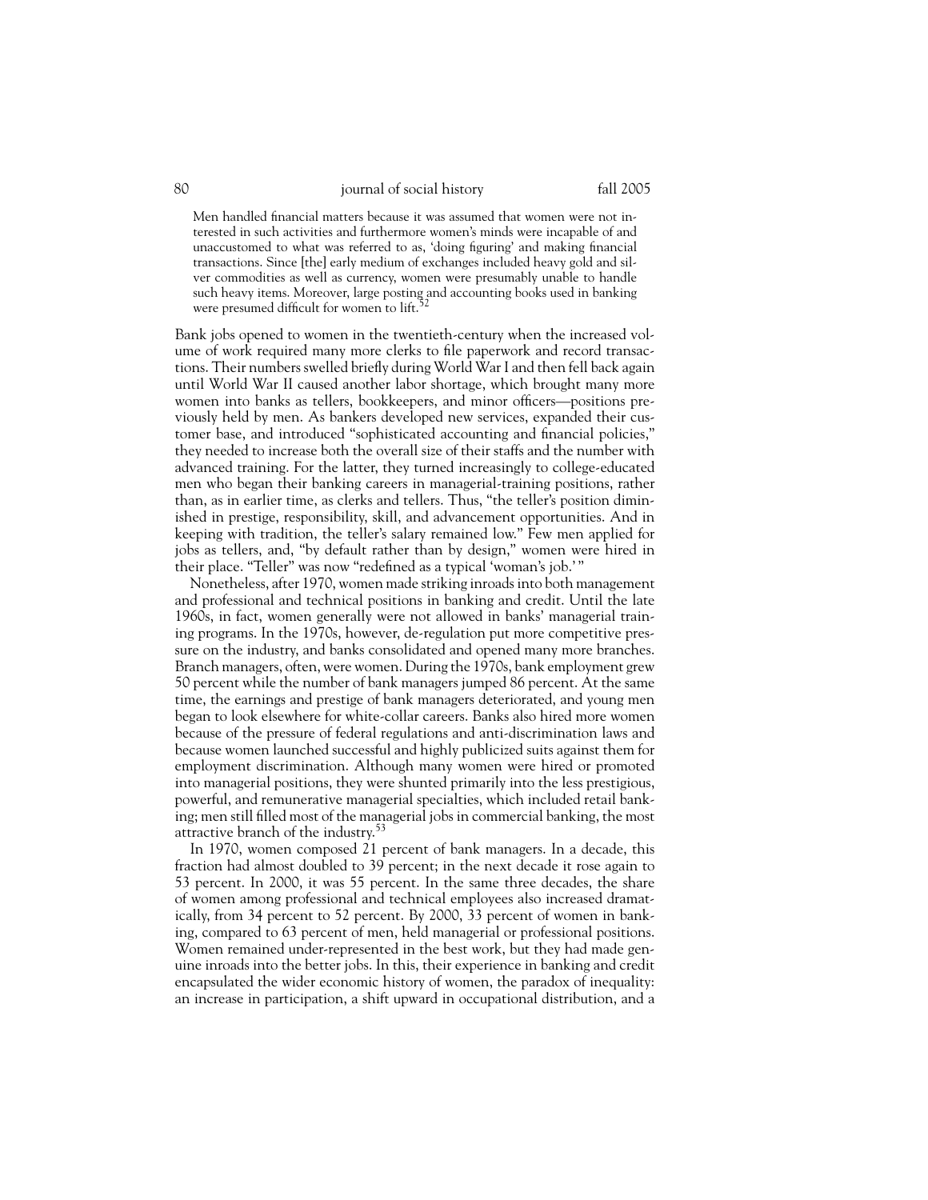> Men handled financial matters because it was assumed that women were not interested in such activities and furthermore women's minds were incapable of and unaccustomed to what was referred to as, 'doing figuring' and making financial transactions. Since [the] early medium of exchanges included heavy gold and silver commodities as well as currency, women were presumably unable to handle such heavy items. Moreover, large posting and accounting books used in banking were presumed difficult for women to lift.[52]

Bank jobs opened to women in the twentieth-century when the increased volume of work required many more clerks to file paperwork and record transactions. Their numbers swelled briefly during World War I and then fell back again until World War II caused another labor shortage, which brought many more women into banks as tellers, bookkeepers, and minor officers—positions previously held by men. As bankers developed new services, expanded their customer base, and introduced "sophisticated accounting and financial policies," they needed to increase both the overall size of their staffs and the number with advanced training. For the latter, they turned increasingly to college-educated men who began their banking careers in managerial-training positions, rather than, as in earlier time, as clerks and tellers. Thus, "the teller's position diminished in prestige, responsibility, skill, and advancement opportunities. And in keeping with tradition, the teller's salary remained low." Few men applied for jobs as tellers, and, "by default rather than by design," women were hired in their place. "Teller" was now "redefined as a typical 'woman's job.'"

Nonetheless, after 1970, women made striking inroads into both management and professional and technical positions in banking and credit. Until the late 1960s, in fact, women generally were not allowed in banks' managerial training programs. In the 1970s, however, de-regulation put more competitive pressure on the industry, and banks consolidated and opened many more branches. Branch managers, often, were women. During the 1970s, bank employment grew 50 percent while the number of bank managers jumped 86 percent. At the same time, the earnings and prestige of bank managers deteriorated, and young men began to look elsewhere for white-collar careers. Banks also hired more women because of the pressure of federal regulations and anti-discrimination laws and because women launched successful and highly publicized suits against them for employment discrimination. Although many women were hired or promoted into managerial positions, they were shunted primarily into the less prestigious, powerful, and remunerative managerial specialties, which included retail banking; men still filled most of the managerial jobs in commercial banking, the most attractive branch of the industry.[53]

In 1970, women composed 21 percent of bank managers. In a decade, this fraction had almost doubled to 39 percent; in the next decade it rose again to 53 percent. In 2000, it was 55 percent. In the same three decades, the share of women among professional and technical employees also increased dramatically, from 34 percent to 52 percent. By 2000, 33 percent of women in banking, compared to 63 percent of men, held managerial or professional positions. Women remained under-represented in the best work, but they had made genuine inroads into the better jobs. In this, their experience in banking and credit encapsulated the wider economic history of women, the paradox of inequality: an increase in participation, a shift upward in occupational distribution, and a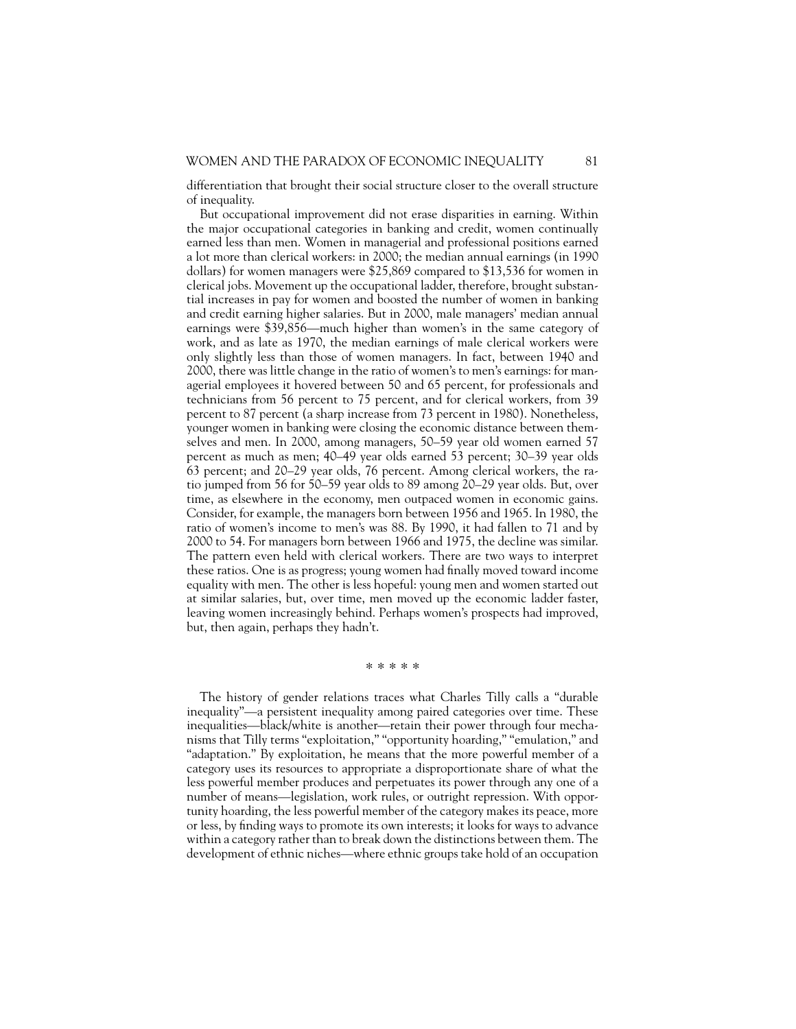differentiation that brought their social structure closer to the overall structure of inequality.

But occupational improvement did not erase disparities in earning. Within the major occupational categories in banking and credit, women continually earned less than men. Women in managerial and professional positions earned a lot more than clerical workers: in 2000; the median annual earnings (in 1990 dollars) for women managers were $25,869 compared to $13,536 for women in clerical jobs. Movement up the occupational ladder, therefore, brought substantial increases in pay for women and boosted the number of women in banking and credit earning higher salaries. But in 2000, male managers' median annual earnings were $39,856—much higher than women's in the same category of work, and as late as 1970, the median earnings of male clerical workers were only slightly less than those of women managers. In fact, between 1940 and 2000, there was little change in the ratio of women's to men's earnings: for managerial employees it hovered between 50 and 65 percent, for professionals and technicians from 56 percent to 75 percent, and for clerical workers, from 39 percent to 87 percent (a sharp increase from 73 percent in 1980). Nonetheless, younger women in banking were closing the economic distance between themselves and men. In 2000, among managers, 50–59 year old women earned 57 percent as much as men; 40–49 year olds earned 53 percent; 30–39 year olds 63 percent; and 20–29 year olds, 76 percent. Among clerical workers, the ratio jumped from 56 for 50–59 year olds to 89 among 20–29 year olds. But, over time, as elsewhere in the economy, men outpaced women in economic gains. Consider, for example, the managers born between 1956 and 1965. In 1980, the ratio of women's income to men's was 88. By 1990, it had fallen to 71 and by 2000 to 54. For managers born between 1966 and 1975, the decline was similar. The pattern even held with clerical workers. There are two ways to interpret these ratios. One is as progress; young women had finally moved toward income equality with men. The other is less hopeful: young men and women started out at similar salaries, but, over time, men moved up the economic ladder faster, leaving women increasingly behind. Perhaps women's prospects had improved, but, then again, perhaps they hadn't.

\* \* \* \* \*

The history of gender relations traces what Charles Tilly calls a "durable inequality"—a persistent inequality among paired categories over time. These inequalities—black/white is another—retain their power through four mechanisms that Tilly terms "exploitation," "opportunity hoarding," "emulation," and "adaptation." By exploitation, he means that the more powerful member of a category uses its resources to appropriate a disproportionate share of what the less powerful member produces and perpetuates its power through any one of a number of means—legislation, work rules, or outright repression. With opportunity hoarding, the less powerful member of the category makes its peace, more or less, by finding ways to promote its own interests; it looks for ways to advance within a category rather than to break down the distinctions between them. The development of ethnic niches—where ethnic groups take hold of an occupation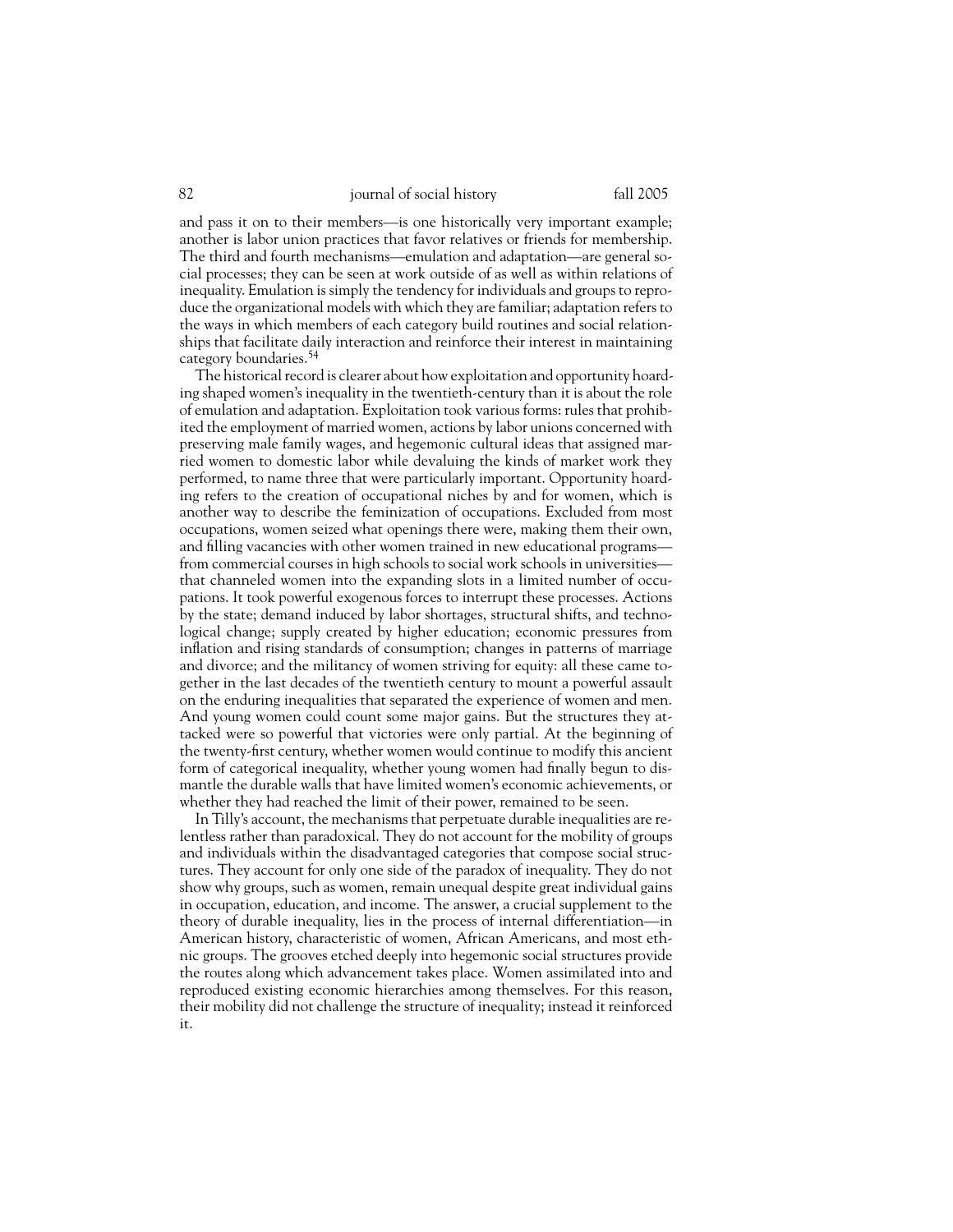and pass it on to their members—is one historically very important example; another is labor union practices that favor relatives or friends for membership. The third and fourth mechanisms—emulation and adaptation—are general social processes; they can be seen at work outside of as well as within relations of inequality. Emulation is simply the tendency for individuals and groups to reproduce the organizational models with which they are familiar; adaptation refers to the ways in which members of each category build routines and social relationships that facilitate daily interaction and reinforce their interest in maintaining category boundaries.[54]

The historical record is clearer about how exploitation and opportunity hoarding shaped women's inequality in the twentieth-century than it is about the role of emulation and adaptation. Exploitation took various forms: rules that prohibited the employment of married women, actions by labor unions concerned with preserving male family wages, and hegemonic cultural ideas that assigned married women to domestic labor while devaluing the kinds of market work they performed, to name three that were particularly important. Opportunity hoarding refers to the creation of occupational niches by and for women, which is another way to describe the feminization of occupations. Excluded from most occupations, women seized what openings there were, making them their own, and filling vacancies with other women trained in new educational programs—from commercial courses in high schools to social work schools in universities—that channeled women into the expanding slots in a limited number of occupations. It took powerful exogenous forces to interrupt these processes. Actions by the state; demand induced by labor shortages, structural shifts, and technological change; supply created by higher education; economic pressures from inflation and rising standards of consumption; changes in patterns of marriage and divorce; and the militancy of women striving for equity: all these came together in the last decades of the twentieth century to mount a powerful assault on the enduring inequalities that separated the experience of women and men. And young women could count some major gains. But the structures they attacked were so powerful that victories were only partial. At the beginning of the twenty-first century, whether women would continue to modify this ancient form of categorical inequality, whether young women had finally begun to dismantle the durable walls that have limited women's economic achievements, or whether they had reached the limit of their power, remained to be seen.

In Tilly's account, the mechanisms that perpetuate durable inequalities are relentless rather than paradoxical. They do not account for the mobility of groups and individuals within the disadvantaged categories that compose social structures. They account for only one side of the paradox of inequality. They do not show why groups, such as women, remain unequal despite great individual gains in occupation, education, and income. The answer, a crucial supplement to the theory of durable inequality, lies in the process of internal differentiation—in American history, characteristic of women, African Americans, and most ethnic groups. The grooves etched deeply into hegemonic social structures provide the routes along which advancement takes place. Women assimilated into and reproduced existing economic hierarchies among themselves. For this reason, their mobility did not challenge the structure of inequality; instead it reinforced it.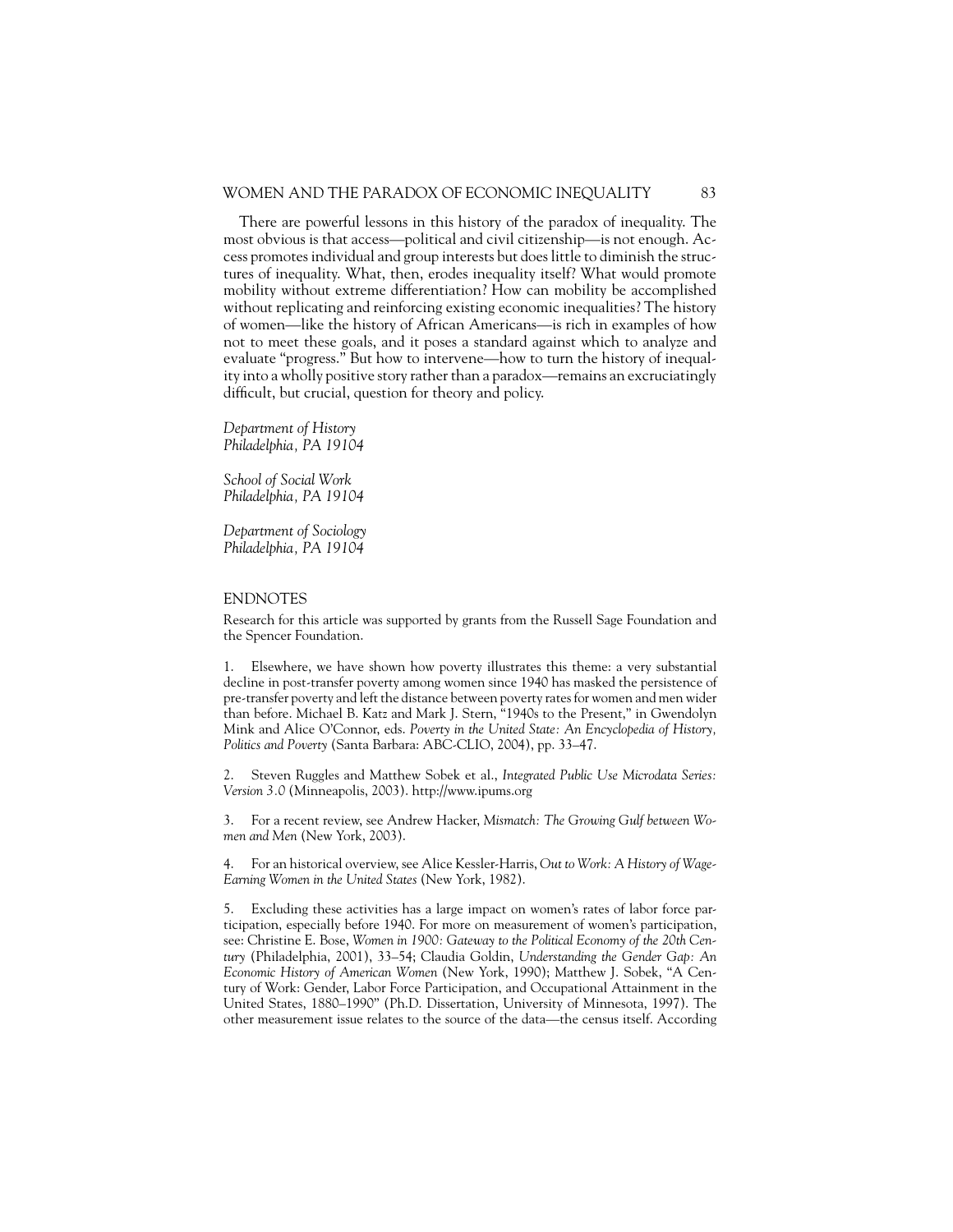There are powerful lessons in this history of the paradox of inequality. The most obvious is that access—political and civil citizenship—is not enough. Access promotes individual and group interests but does little to diminish the structures of inequality. What, then, erodes inequality itself? What would promote mobility without extreme differentiation? How can mobility be accomplished without replicating and reinforcing existing economic inequalities? The history of women—like the history of African Americans—is rich in examples of how not to meet these goals, and it poses a standard against which to analyze and evaluate "progress." But how to intervene—how to turn the history of inequality into a wholly positive story rather than a paradox—remains an excruciatingly difficult, but crucial, question for theory and policy.

*Department of History*
*Philadelphia, PA 19104*

*School of Social Work*
*Philadelphia, PA 19104*

*Department of Sociology*
*Philadelphia, PA 19104*

## ENDNOTES

Research for this article was supported by grants from the Russell Sage Foundation and the Spencer Foundation.

1. Elsewhere, we have shown how poverty illustrates this theme: a very substantial decline in post-transfer poverty among women since 1940 has masked the persistence of pre-transfer poverty and left the distance between poverty rates for women and men wider than before. Michael B. Katz and Mark J. Stern, "1940s to the Present," in Gwendolyn Mink and Alice O'Connor, eds. *Poverty in the United State: An Encyclopedia of History, Politics and Poverty* (Santa Barbara: ABC-CLIO, 2004), pp. 33–47.

2. Steven Ruggles and Matthew Sobek et al., *Integrated Public Use Microdata Series: Version 3.0* (Minneapolis, 2003). http://www.ipums.org

3. For a recent review, see Andrew Hacker, *Mismatch: The Growing Gulf between Women and Men* (New York, 2003).

4. For an historical overview, see Alice Kessler-Harris, *Out to Work: A History of Wage-Earning Women in the United States* (New York, 1982).

5. Excluding these activities has a large impact on women's rates of labor force participation, especially before 1940. For more on measurement of women's participation, see: Christine E. Bose, *Women in 1900: Gateway to the Political Economy of the 20th Century* (Philadelphia, 2001), 33–54; Claudia Goldin, *Understanding the Gender Gap: An Economic History of American Women* (New York, 1990); Matthew J. Sobek, "A Century of Work: Gender, Labor Force Participation, and Occupational Attainment in the United States, 1880–1990" (Ph.D. Dissertation, University of Minnesota, 1997). The other measurement issue relates to the source of the data—the census itself. According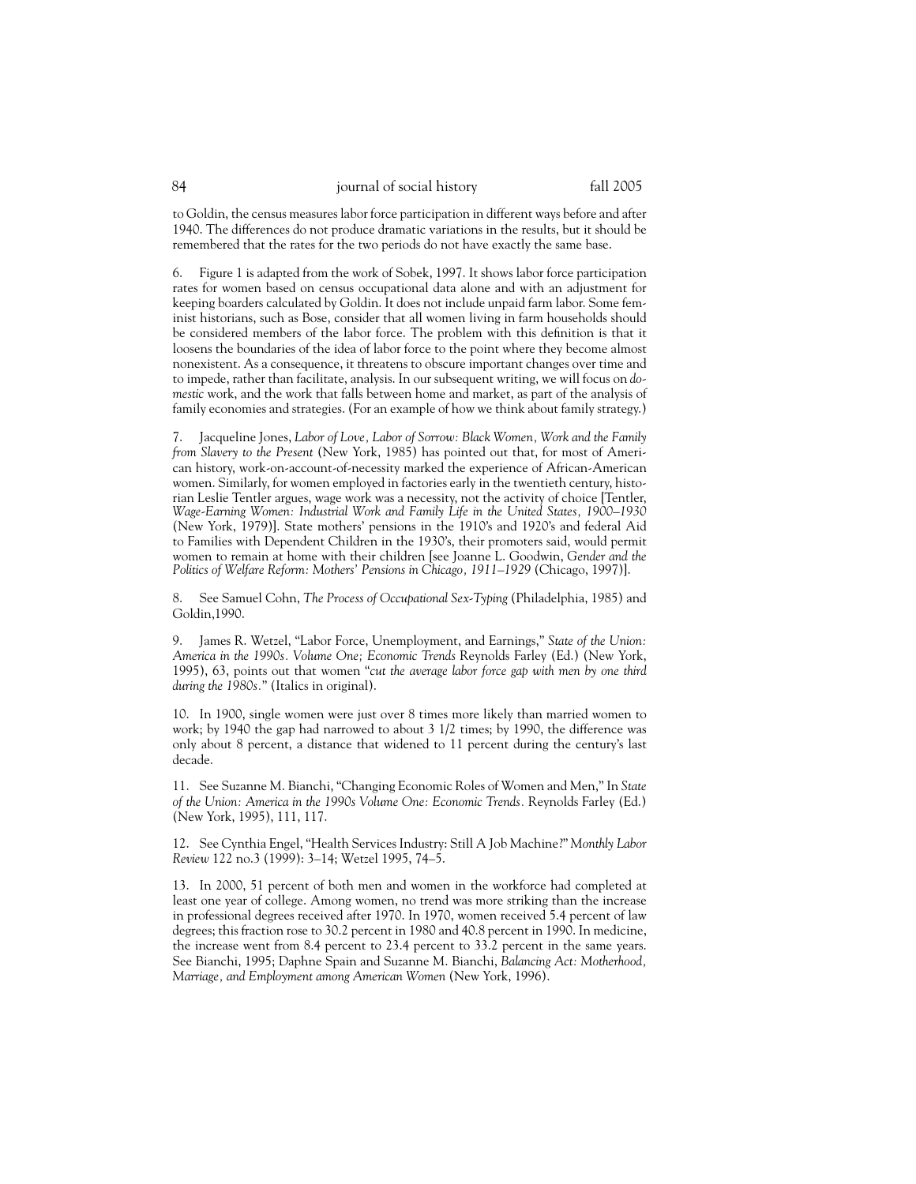to Goldin, the census measures labor force participation in different ways before and after 1940. The differences do not produce dramatic variations in the results, but it should be remembered that the rates for the two periods do not have exactly the same base.

6. Figure 1 is adapted from the work of Sobek, 1997. It shows labor force participation rates for women based on census occupational data alone and with an adjustment for keeping boarders calculated by Goldin. It does not include unpaid farm labor. Some feminist historians, such as Bose, consider that all women living in farm households should be considered members of the labor force. The problem with this definition is that it loosens the boundaries of the idea of labor force to the point where they become almost nonexistent. As a consequence, it threatens to obscure important changes over time and to impede, rather than facilitate, analysis. In our subsequent writing, we will focus on *domestic* work, and the work that falls between home and market, as part of the analysis of family economies and strategies. (For an example of how we think about family strategy.)

7. Jacqueline Jones, *Labor of Love, Labor of Sorrow: Black Women, Work and the Family from Slavery to the Present* (New York, 1985) has pointed out that, for most of American history, work-on-account-of-necessity marked the experience of African-American women. Similarly, for women employed in factories early in the twentieth century, historian Leslie Tentler argues, wage work was a necessity, not the activity of choice [Tentler, *Wage-Earning Women: Industrial Work and Family Life in the United States, 1900–1930* (New York, 1979)]. State mothers' pensions in the 1910's and 1920's and federal Aid to Families with Dependent Children in the 1930's, their promoters said, would permit women to remain at home with their children [see Joanne L. Goodwin, *Gender and the Politics of Welfare Reform: Mothers' Pensions in Chicago, 1911–1929* (Chicago, 1997)].

8. See Samuel Cohn, *The Process of Occupational Sex-Typing* (Philadelphia, 1985) and Goldin,1990.

9. James R. Wetzel, "Labor Force, Unemployment, and Earnings," *State of the Union: America in the 1990s. Volume One; Economic Trends* Reynolds Farley (Ed.) (New York, 1995), 63, points out that women "*cut the average labor force gap with men by one third during the 1980s.*" (Italics in original).

10. In 1900, single women were just over 8 times more likely than married women to work; by 1940 the gap had narrowed to about 3 1/2 times; by 1990, the difference was only about 8 percent, a distance that widened to 11 percent during the century's last decade.

11. See Suzanne M. Bianchi, "Changing Economic Roles of Women and Men," In *State of the Union: America in the 1990s Volume One: Economic Trends.* Reynolds Farley (Ed.) (New York, 1995), 111, 117.

12. See Cynthia Engel, "Health Services Industry: Still A Job Machine?" *Monthly Labor Review* 122 no.3 (1999): 3–14; Wetzel 1995, 74–5.

13. In 2000, 51 percent of both men and women in the workforce had completed at least one year of college. Among women, no trend was more striking than the increase in professional degrees received after 1970. In 1970, women received 5.4 percent of law degrees; this fraction rose to 30.2 percent in 1980 and 40.8 percent in 1990. In medicine, the increase went from 8.4 percent to 23.4 percent to 33.2 percent in the same years. See Bianchi, 1995; Daphne Spain and Suzanne M. Bianchi, *Balancing Act: Motherhood, Marriage, and Employment among American Women* (New York, 1996).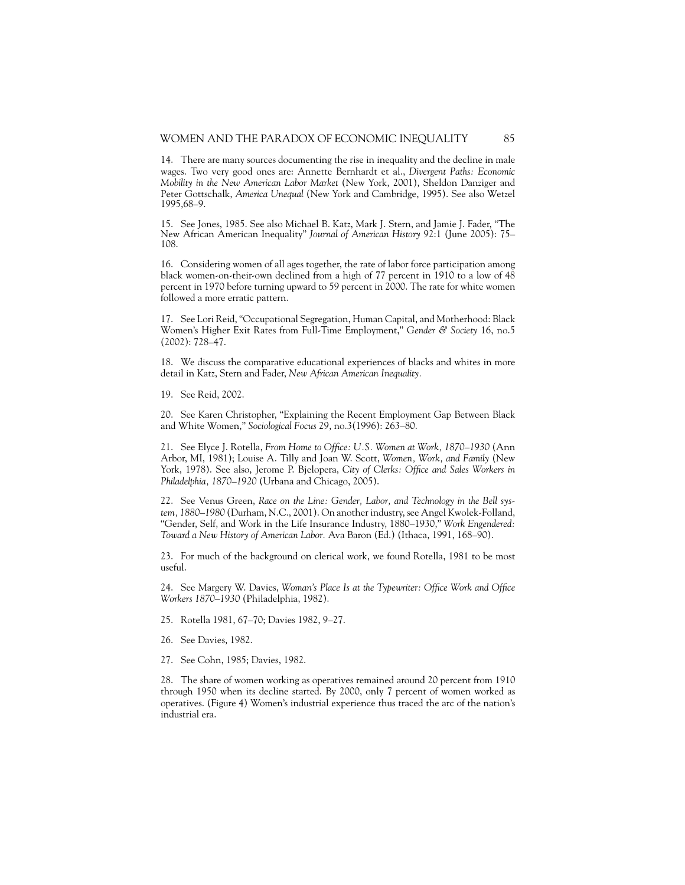14. There are many sources documenting the rise in inequality and the decline in male wages. Two very good ones are: Annette Bernhardt et al., *Divergent Paths: Economic Mobility in the New American Labor Market* (New York, 2001), Sheldon Danziger and Peter Gottschalk, *America Unequal* (New York and Cambridge, 1995). See also Wetzel 1995,68–9.

15. See Jones, 1985. See also Michael B. Katz, Mark J. Stern, and Jamie J. Fader, "The New African American Inequality" *Journal of American History* 92:1 (June 2005): 75–108.

16. Considering women of all ages together, the rate of labor force participation among black women-on-their-own declined from a high of 77 percent in 1910 to a low of 48 percent in 1970 before turning upward to 59 percent in 2000. The rate for white women followed a more erratic pattern.

17. See Lori Reid, "Occupational Segregation, Human Capital, and Motherhood: Black Women's Higher Exit Rates from Full-Time Employment," *Gender & Society* 16, no.5 (2002): 728–47.

18. We discuss the comparative educational experiences of blacks and whites in more detail in Katz, Stern and Fader, *New African American Inequality*.

19. See Reid, 2002.

20. See Karen Christopher, "Explaining the Recent Employment Gap Between Black and White Women," *Sociological Focus* 29, no.3(1996): 263–80.

21. See Elyce J. Rotella, *From Home to Office: U.S. Women at Work, 1870–1930* (Ann Arbor, MI, 1981); Louise A. Tilly and Joan W. Scott, *Women, Work, and Family* (New York, 1978). See also, Jerome P. Bjelopera, *City of Clerks: Office and Sales Workers in Philadelphia, 1870–1920* (Urbana and Chicago, 2005).

22. See Venus Green, *Race on the Line: Gender, Labor, and Technology in the Bell system, 1880–1980* (Durham, N.C., 2001). On another industry, see Angel Kwolek-Folland, "Gender, Self, and Work in the Life Insurance Industry, 1880–1930," *Work Engendered: Toward a New History of American Labor.* Ava Baron (Ed.) (Ithaca, 1991, 168–90).

23. For much of the background on clerical work, we found Rotella, 1981 to be most useful.

24. See Margery W. Davies, *Woman's Place Is at the Typewriter: Office Work and Office Workers 1870–1930* (Philadelphia, 1982).

25. Rotella 1981, 67–70; Davies 1982, 9–27.

26. See Davies, 1982.

27. See Cohn, 1985; Davies, 1982.

28. The share of women working as operatives remained around 20 percent from 1910 through 1950 when its decline started. By 2000, only 7 percent of women worked as operatives. (Figure 4) Women's industrial experience thus traced the arc of the nation's industrial era.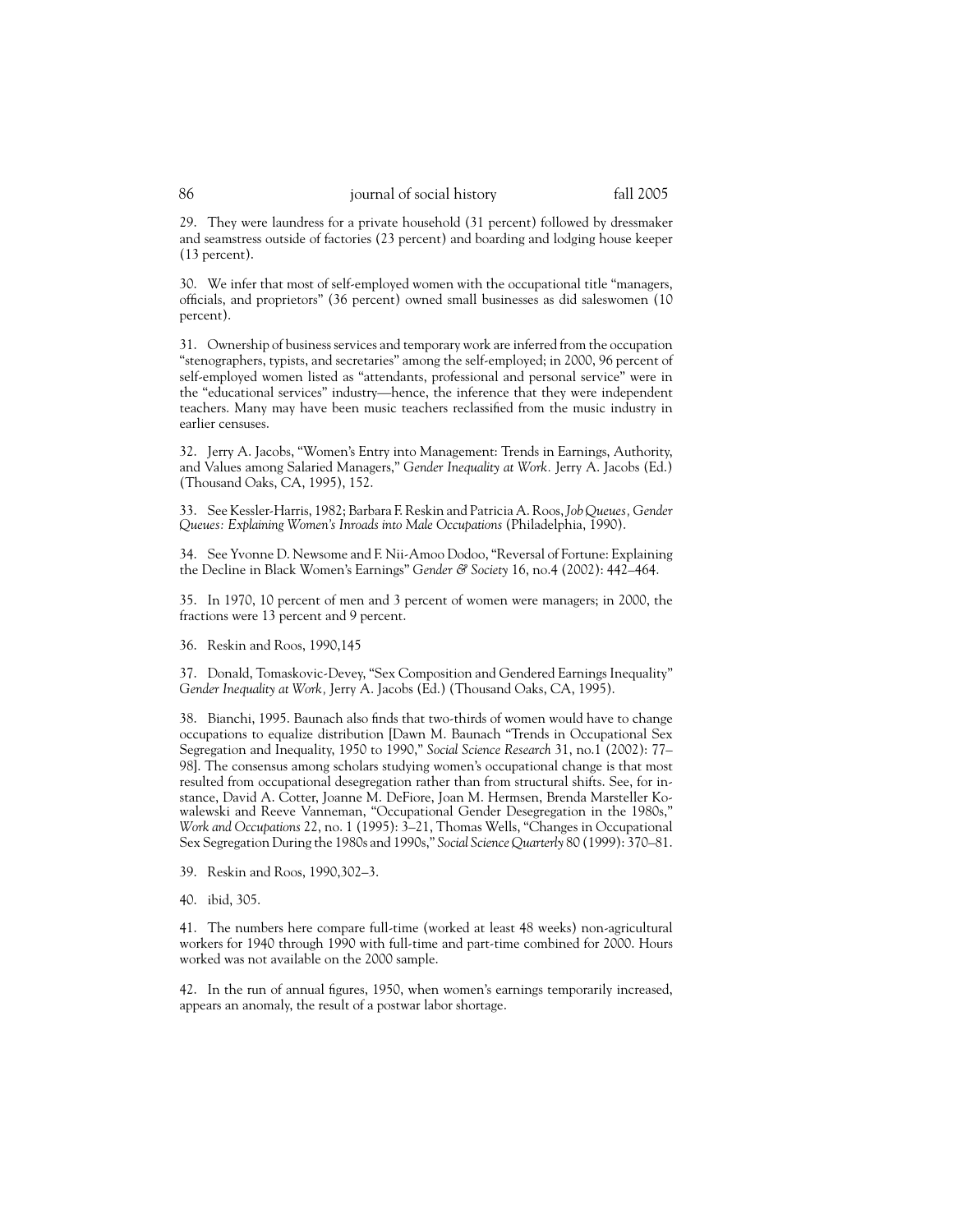29. They were laundress for a private household (31 percent) followed by dressmaker and seamstress outside of factories (23 percent) and boarding and lodging house keeper (13 percent).

30. We infer that most of self-employed women with the occupational title "managers, officials, and proprietors" (36 percent) owned small businesses as did saleswomen (10 percent).

31. Ownership of business services and temporary work are inferred from the occupation "stenographers, typists, and secretaries" among the self-employed; in 2000, 96 percent of self-employed women listed as "attendants, professional and personal service" were in the "educational services" industry—hence, the inference that they were independent teachers. Many may have been music teachers reclassified from the music industry in earlier censuses.

32. Jerry A. Jacobs, "Women's Entry into Management: Trends in Earnings, Authority, and Values among Salaried Managers," *Gender Inequality at Work.* Jerry A. Jacobs (Ed.) (Thousand Oaks, CA, 1995), 152.

33. See Kessler-Harris, 1982; Barbara F. Reskin and Patricia A. Roos, *Job Queues, Gender Queues: Explaining Women's Inroads into Male Occupations* (Philadelphia, 1990).

34. See Yvonne D. Newsome and F. Nii-Amoo Dodoo, "Reversal of Fortune: Explaining the Decline in Black Women's Earnings" *Gender & Society* 16, no.4 (2002): 442–464.

35. In 1970, 10 percent of men and 3 percent of women were managers; in 2000, the fractions were 13 percent and 9 percent.

36. Reskin and Roos, 1990,145

37. Donald, Tomaskovic-Devey, "Sex Composition and Gendered Earnings Inequality" *Gender Inequality at Work,* Jerry A. Jacobs (Ed.) (Thousand Oaks, CA, 1995).

38. Bianchi, 1995. Baunach also finds that two-thirds of women would have to change occupations to equalize distribution [Dawn M. Baunach "Trends in Occupational Sex Segregation and Inequality, 1950 to 1990," *Social Science Research* 31, no.1 (2002): 77–98]. The consensus among scholars studying women's occupational change is that most resulted from occupational desegregation rather than from structural shifts. See, for instance, David A. Cotter, Joanne M. DeFiore, Joan M. Hermsen, Brenda Marsteller Kowalewski and Reeve Vanneman, "Occupational Gender Desegregation in the 1980s," *Work and Occupations* 22, no. 1 (1995): 3–21, Thomas Wells, "Changes in Occupational Sex Segregation During the 1980s and 1990s," *Social Science Quarterly* 80 (1999): 370–81.

39. Reskin and Roos, 1990,302–3.

40. ibid, 305.

41. The numbers here compare full-time (worked at least 48 weeks) non-agricultural workers for 1940 through 1990 with full-time and part-time combined for 2000. Hours worked was not available on the 2000 sample.

42. In the run of annual figures, 1950, when women's earnings temporarily increased, appears an anomaly, the result of a postwar labor shortage.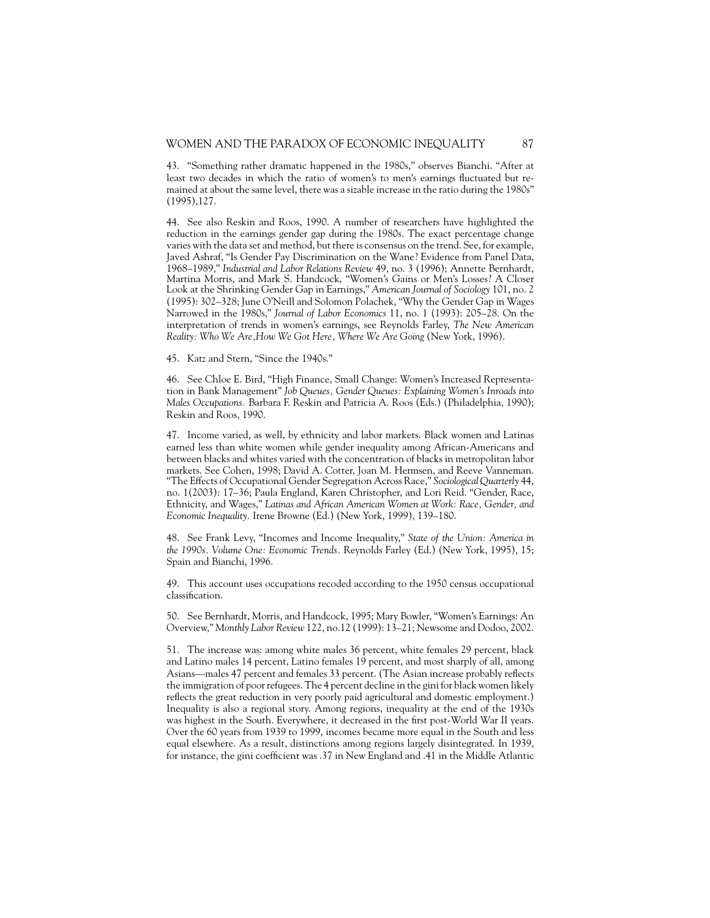43. "Something rather dramatic happened in the 1980s," observes Bianchi. "After at least two decades in which the ratio of women's to men's earnings fluctuated but remained at about the same level, there was a sizable increase in the ratio during the 1980s" (1995),127.

44. See also Reskin and Roos, 1990. A number of researchers have highlighted the reduction in the earnings gender gap during the 1980s. The exact percentage change varies with the data set and method, but there is consensus on the trend. See, for example, Javed Ashraf, "Is Gender Pay Discrimination on the Wane? Evidence from Panel Data, 1968–1989," *Industrial and Labor Relations Review* 49, no. 3 (1996); Annette Bernhardt, Martina Morris, and Mark S. Handcock, "Women's Gains or Men's Losses? A Closer Look at the Shrinking Gender Gap in Earnings," *American Journal of Sociology* 101, no. 2 (1995): 302–328; June O'Neill and Solomon Polachek, "Why the Gender Gap in Wages Narrowed in the 1980s," *Journal of Labor Economics* 11, no. 1 (1993): 205–28. On the interpretation of trends in women's earnings, see Reynolds Farley, *The New American Reality: Who We Are,How We Got Here, Where We Are Going* (New York, 1996).

45. Katz and Stern, "Since the 1940s."

46. See Chloe E. Bird, "High Finance, Small Change: Women's Increased Representation in Bank Management" *Job Queues, Gender Queues: Explaining Women's Inroads into Males Occupations.* Barbara F. Reskin and Patricia A. Roos (Eds.) (Philadelphia, 1990); Reskin and Roos, 1990.

47. Income varied, as well, by ethnicity and labor markets. Black women and Latinas earned less than white women while gender inequality among African-Americans and between blacks and whites varied with the concentration of blacks in metropolitan labor markets. See Cohen, 1998; David A. Cotter, Joan M. Hermsen, and Reeve Vanneman. "The Effects of Occupational Gender Segregation Across Race," *Sociological Quarterly* 44, no. 1(2003): 17–36; Paula England, Karen Christopher, and Lori Reid. "Gender, Race, Ethnicity, and Wages," *Latinas and African American Women at Work: Race, Gender, and Economic Inequality.* Irene Browne (Ed.) (New York, 1999), 139–180.

48. See Frank Levy, "Incomes and Income Inequality," *State of the Union: America in the 1990s. Volume One: Economic Trends.* Reynolds Farley (Ed.) (New York, 1995), 15; Spain and Bianchi, 1996.

49. This account uses occupations recoded according to the 1950 census occupational classification.

50. See Bernhardt, Morris, and Handcock, 1995; Mary Bowler, "Women's Earnings: An Overview," *Monthly Labor Review* 122, no.12 (1999): 13–21; Newsome and Dodoo, 2002.

51. The increase was: among white males 36 percent, white females 29 percent, black and Latino males 14 percent, Latino females 19 percent, and most sharply of all, among Asians—males 47 percent and females 33 percent. (The Asian increase probably reflects the immigration of poor refugees. The 4 percent decline in the gini for black women likely reflects the great reduction in very poorly paid agricultural and domestic employment.) Inequality is also a regional story. Among regions, inequality at the end of the 1930s was highest in the South. Everywhere, it decreased in the first post-World War II years. Over the 60 years from 1939 to 1999, incomes became more equal in the South and less equal elsewhere. As a result, distinctions among regions largely disintegrated. In 1939, for instance, the gini coefficient was .37 in New England and .41 in the Middle Atlantic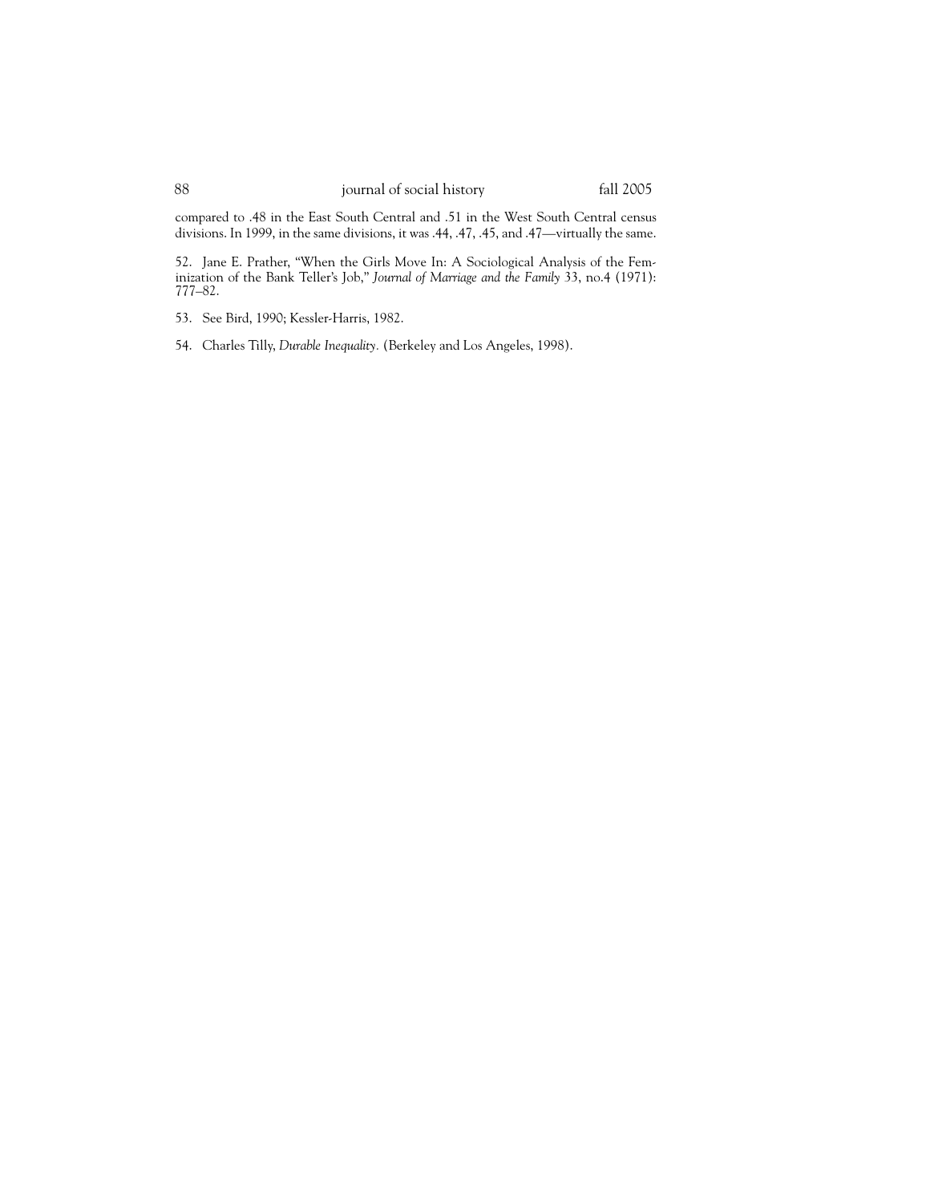compared to .48 in the East South Central and .51 in the West South Central census divisions. In 1999, in the same divisions, it was .44, .47, .45, and .47—virtually the same.

52. Jane E. Prather, "When the Girls Move In: A Sociological Analysis of the Feminization of the Bank Teller's Job," *Journal of Marriage and the Family* 33, no.4 (1971): 777–82.

53. See Bird, 1990; Kessler-Harris, 1982.

54. Charles Tilly, *Durable Inequality.* (Berkeley and Los Angeles, 1998).